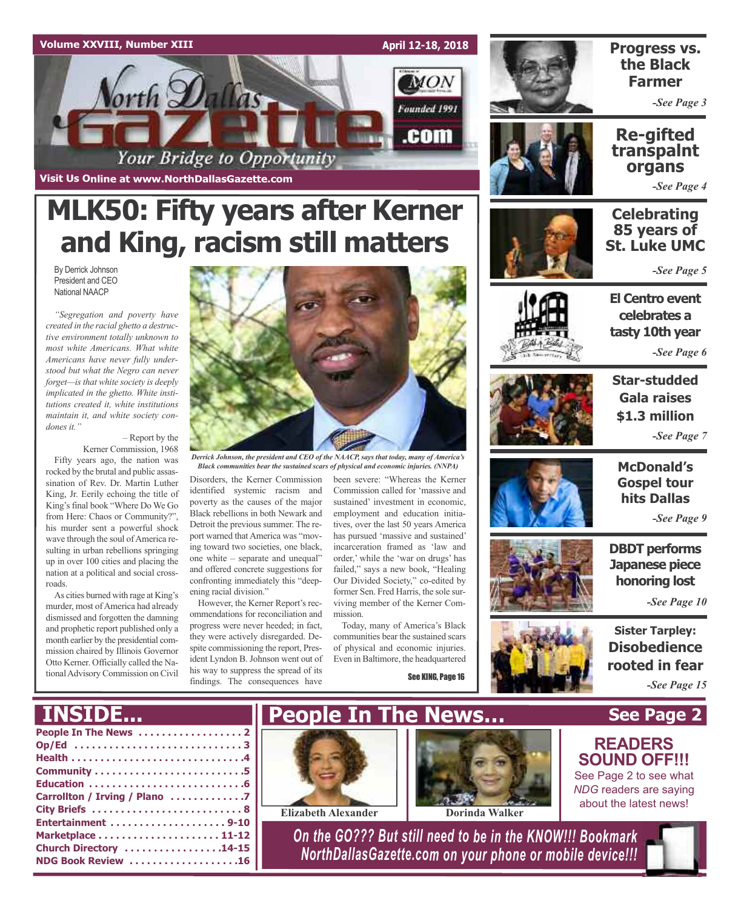Volume XXVIII, Number XIII

April 12-18, 2018

# North Dallas Gazette

Founded 1991

.com

*Your Bridge to Opportunity*

Visit Us Online at www.NorthDallasGazette.com

# MLK50: Fifty years after Kerner and King, racism still matters

By Derrick Johnson
President and CEO
National NAACP

*"Segregation and poverty have created in the racial ghetto a destructive environment totally unknown to most white Americans. What white Americans have never fully understood but what the Negro can never forget—is that white society is deeply implicated in the ghetto. White institutions created it, white institutions maintain it, and white society condones it."*

– Report by the Kerner Commission, 1968

Fifty years ago, the nation was rocked by the brutal and public assassination of Rev. Dr. Martin Luther King, Jr. Eerily echoing the title of King's final book "Where Do We Go from Here: Chaos or Community?", his murder sent a powerful shock wave through the soul of America resulting in urban rebellions springing up in over 100 cities and placing the nation at a political and social crossroads.

As cities burned with rage at King's murder, most of America had already dismissed and forgotten the damning and prophetic report published only a month earlier by the presidential commission chaired by Illinois Governor Otto Kerner. Officially called the National Advisory Commission on Civil Disorders, the Kerner Commission identified systemic racism and poverty as the causes of the major Black rebellions in both Newark and Detroit the previous summer. The report warned that America was "moving toward two societies, one black, one white – separate and unequal" and offered concrete suggestions for confronting immediately this "deepening racial division."

However, the Kerner Report's recommendations for reconciliation and progress were never heeded; in fact, they were actively disregarded. Despite commissioning the report, President Lyndon B. Johnson went out of his way to suppress the spread of its findings. The consequences have been severe: "Whereas the Kerner Commission called for 'massive and sustained' investment in economic, employment and education initiatives, over the last 50 years America has pursued 'massive and sustained' incarceration framed as 'law and order,' while the 'war on drugs' has failed," says a new book, "Healing Our Divided Society," co-edited by former Sen. Fred Harris, the sole surviving member of the Kerner Commission.

Today, many of America's Black communities bear the sustained scars of physical and economic injuries. Even in Baltimore, the headquartered

See KING, Page 16

*Derrick Johnson, the president and CEO of the NAACP, says that today, many of America's Black communities bear the sustained scars of physical and economic injuries. (NNPA)*

## Progress vs. the Black Farmer
*-See Page 3*

## Re-gifted transpalnt organs
*-See Page 4*

## Celebrating 85 years of St. Luke UMC
*-See Page 5*

## El Centro event celebrates a tasty 10th year
*-See Page 6*

## Star-studded Gala raises $1.3 million
*-See Page 7*

## McDonald's Gospel tour hits Dallas
*-See Page 9*

## DBDT performs Japanese piece honoring lost
*-See Page 10*

## Sister Tarpley: Disobedience rooted in fear
*-See Page 15*

## INSIDE...

- People In The News . . . . . . . . . . . . . . . . . 2
- Op/Ed . . . . . . . . . . . . . . . . . . . . . . . . . . . 3
- Health . . . . . . . . . . . . . . . . . . . . . . . . . . . .4
- Community . . . . . . . . . . . . . . . . . . . . . . . .5
- Education . . . . . . . . . . . . . . . . . . . . . . . . .6
- Carrollton / Irving / Plano . . . . . . . . . . . .7
- City Briefs . . . . . . . . . . . . . . . . . . . . . . . . 8
- Entertainment . . . . . . . . . . . . . . . . . . . 9-10
- Marketplace . . . . . . . . . . . . . . . . . . . . 11-12
- Church Directory . . . . . . . . . . . . . . . .14-15
- NDG Book Review . . . . . . . . . . . . . . . . . .16

## People In The News... See Page 2

Elizabeth Alexander

Dorinda Walker

## READERS SOUND OFF!!!

See Page 2 to see what *NDG* readers are saying about the latest news!

*On the GO??? But still need to be in the KNOW!!! Bookmark NorthDallasGazette.com on your phone or mobile device!!!*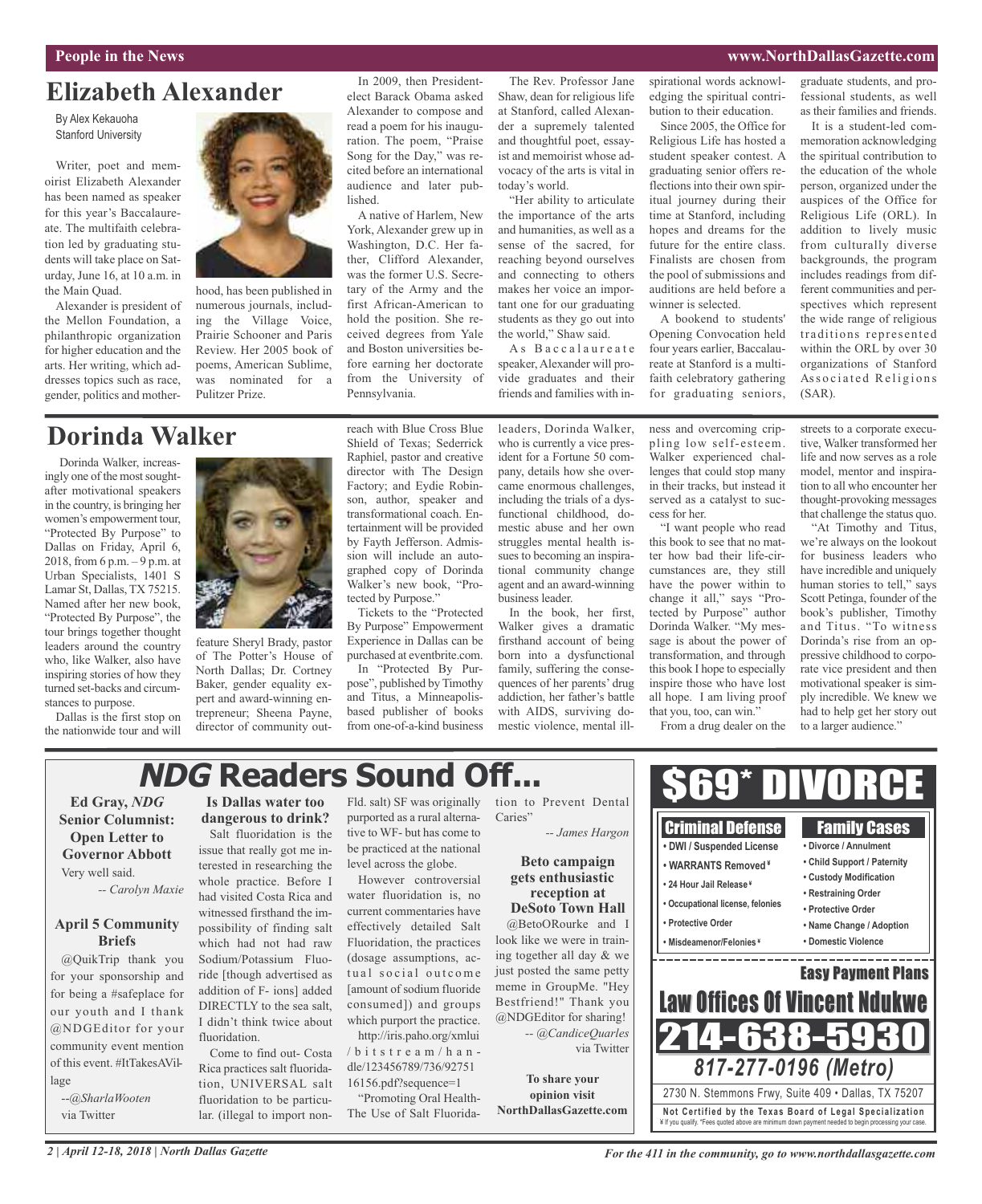# Elizabeth Alexander

By Alex Kekauoha
Stanford University

Writer, poet and memoirist Elizabeth Alexander has been named as speaker for this year's Baccalaureate. The multifaith celebration led by graduating students will take place on Saturday, June 16, at 10 a.m. in the Main Quad.

Alexander is president of the Mellon Foundation, a philanthropic organization for higher education and the arts. Her writing, which addresses topics such as race, gender, politics and motherhood, has been published in numerous journals, including the Village Voice, Prairie Schooner and Paris Review. Her 2005 book of poems, American Sublime, was nominated for a Pulitzer Prize.

In 2009, then President-elect Barack Obama asked Alexander to compose and read a poem for his inauguration. The poem, "Praise Song for the Day," was recited before an international audience and later published.

A native of Harlem, New York, Alexander grew up in Washington, D.C. Her father, Clifford Alexander, was the former U.S. Secretary of the Army and the first African-American to hold the position. She received degrees from Yale and Boston universities before earning her doctorate from the University of Pennsylvania.

The Rev. Professor Jane Shaw, dean for religious life at Stanford, called Alexander a supremely talented and thoughtful poet, essayist and memoirist whose advocacy of the arts is vital in today's world.

"Her ability to articulate the importance of the arts and humanities, as well as a sense of the sacred, for reaching beyond ourselves and connecting to others makes her voice an important one for our graduating students as they go out into the world," Shaw said.

As Baccalaureate speaker, Alexander will provide graduates and their friends and families with inspirational words acknowledging the spiritual contribution to their education.

Since 2005, the Office for Religious Life has hosted a student speaker contest. A graduating senior offers reflections into their own spiritual journey during their time at Stanford, including hopes and dreams for the future for the entire class. Finalists are chosen from the pool of submissions and auditions are held before a winner is selected.

A bookend to students' Opening Convocation held four years earlier, Baccalaureate at Stanford is a multifaith celebratory gathering for graduating seniors, graduate students, and professional students, as well as their families and friends.

It is a student-led commemoration acknowledging the spiritual contribution to the education of the whole person, organized under the auspices of the Office for Religious Life (ORL). In addition to lively music from culturally diverse backgrounds, the program includes readings from different communities and perspectives which represent the wide range of religious traditions represented within the ORL by over 30 organizations of Stanford Associated Religions (SAR).

# Dorinda Walker

Dorinda Walker, increasingly one of the most sought-after motivational speakers in the country, is bringing her women's empowerment tour, "Protected By Purpose" to Dallas on Friday, April 6, 2018, from 6 p.m. – 9 p.m. at Urban Specialists, 1401 S Lamar St, Dallas, TX 75215. Named after her new book, "Protected By Purpose", the tour brings together thought leaders around the country who, like Walker, also have inspiring stories of how they turned set-backs and circumstances to purpose.

Dallas is the first stop on the nationwide tour and will feature Sheryl Brady, pastor of The Potter's House of North Dallas; Dr. Cortney Baker, gender equality expert and award-winning entrepreneur; Sheena Payne, director of community outreach with Blue Cross Blue Shield of Texas; Sederrick Raphiel, pastor and creative director with The Design Factory; and Eydie Robinson, author, speaker and transformational coach. Entertainment will be provided by Fayth Jefferson. Admission will include an autographed copy of Dorinda Walker's new book, "Protected by Purpose."

Tickets to the "Protected By Purpose" Empowerment Experience in Dallas can be purchased at eventbrite.com.

In "Protected By Purpose", published by Timothy and Titus, a Minneapolis-based publisher of books from one-of-a-kind business leaders, Dorinda Walker, who is currently a vice president for a Fortune 50 company, details how she overcame enormous challenges, including the trials of a dysfunctional childhood, domestic abuse and her own struggles mental health issues to becoming an inspirational community change agent and an award-winning business leader.

In the book, her first, Walker gives a dramatic firsthand account of being born into a dysfunctional family, suffering the consequences of her parents' drug addiction, her father's battle with AIDS, surviving domestic violence, mental illness and overcoming crippling low self-esteem. Walker experienced challenges that could stop many in their tracks, but instead it served as a catalyst to success for her.

"I want people who read this book to see that no matter how bad their life-circumstances are, they still have the power within to change it all," says "Protected by Purpose" author Dorinda Walker. "My message is about the power of transformation, and through this book I hope to especially inspire those who have lost all hope. I am living proof that you, too, can win."

From a drug dealer on the streets to a corporate executive, Walker transformed her life and now serves as a role model, mentor and inspiration to all who encounter her thought-provoking messages that challenge the status quo.

"At Timothy and Titus, we're always on the lookout for business leaders who have incredible and uniquely human stories to tell," says Scott Petinga, founder of the book's publisher, Timothy and Titus. "To witness Dorinda's rise from an oppressive childhood to corporate vice president and then motivational speaker is simply incredible. We knew we had to help get her story out to a larger audience."

# *NDG* Readers Sound Off...

**Ed Gray, *NDG* Senior Columnist: Open Letter to Governor Abbott**

Very well said.

*-- Carolyn Maxie*

**April 5 Community Briefs**

@QuikTrip thank you for your sponsorship and for being a #safeplace for our youth and I thank @NDGEditor for your community event mention of this event. #ItTakesAVillage

*--@SharlaWooten* via Twitter

**Is Dallas water too dangerous to drink?**

Salt fluoridation is the issue that really got me interested in researching the whole practice. Before I had visited Costa Rica and witnessed firsthand the impossibility of finding salt which had not had raw Sodium/Potassium Fluoride [though advertised as addition of F- ions] added DIRECTLY to the sea salt, I didn't think twice about fluoridation.

Come to find out- Costa Rica practices salt fluoridation, UNIVERSAL salt fluoridation to be particular. (illegal to import non-Fld. salt) SF was originally purported as a rural alternative to WF- but has come to be practiced at the national level across the globe.

However controversial water fluoridation is, no current commentaries have effectively detailed Salt Fluoridation, the practices (dosage assumptions, actual social outcome [amount of sodium fluoride consumed]) and groups which purport the practice.

http://iris.paho.org/xmlui/bitstream/handle/123456789/736/9275116156.pdf?sequence=1

"Promoting Oral Health-The Use of Salt Fluoridation to Prevent Dental Caries"

*-- James Hargon*

**Beto campaign gets enthusiastic reception at DeSoto Town Hall**

@BetoORourke and I look like we were in training together all day & we just posted the same petty meme in GroupMe. "Hey Bestfriend!" Thank you @NDGEditor for sharing!

*-- @CandiceQuarles* via Twitter

**To share your opinion visit NorthDallasGazette.com**

# $69* DIVORCE

**Criminal Defense**
- DWI / Suspended License
- WARRANTS Removed ¥
- 24 Hour Jail Release ¥
- Occupational license, felonies
- Protective Order
- Misdeamenor/Felonies ¥

**Family Cases**
- Divorce / Annulment
- Child Support / Paternity
- Custody Modification
- Restraining Order
- Protective Order
- Name Change / Adoption
- Domestic Violence

**Easy Payment Plans**

**Law Offices Of Vincent Ndukwe**

**214-638-5930**

***817-277-0196 (Metro)***

2730 N. Stemmons Frwy, Suite 409 • Dallas, TX 75207

**Not Certified by the Texas Board of Legal Specialization**
¥ If you qualify. *Fees quoted above are minimum down payment needed to begin processing your case.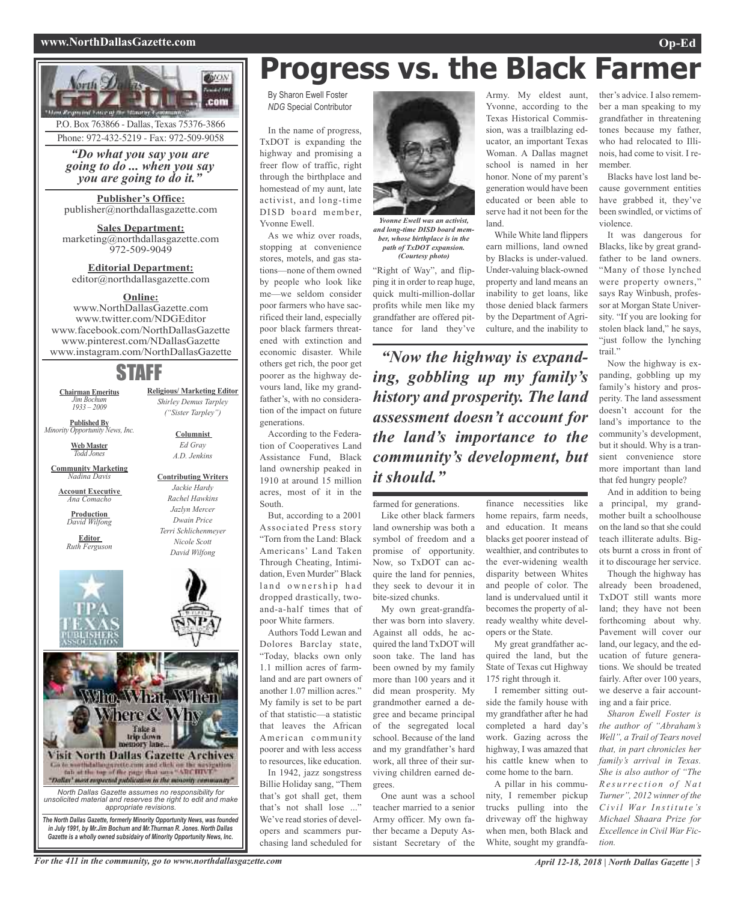P.O. Box 763866 - Dallas, Texas 75376-3866
Phone: 972-432-5219 - Fax: 972-509-9058

*"Do what you say you are going to do ... when you say you are going to do it."*

**Publisher's Office:**
publisher@northdallasgazette.com

**Sales Department:**
marketing@northdallasgazette.com
972-509-9049

**Editorial Department:**
editor@northdallasgazette.com

**Online:**
www.NorthDallasGazette.com
www.twitter.com/NDGEditor
www.facebook.com/NorthDallasGazette
www.pinterest.com/NDallasGazette
www.instagram.com/NorthDallasGazette

## STAFF

**Chairman Emeritus**
*Jim Bochum*
*1933 – 2009*

**Published By**
*Minority Opportunity News, Inc.*

**Web Master**
*Todd Jones*

**Community Marketing**
*Nadina Davis*

**Account Executive**
*Ana Comacho*

**Production**
*David Wilfong*

**Editor**
*Ruth Ferguson*

**Religious/ Marketing Editor**
*Shirley Demus Tarpley*
*("Sister Tarpley")*

**Columnist**
*Ed Gray*
*A.D. Jenkins*

**Contributing Writers**
*Jackie Hardy*
*Rachel Hawkins*
*Jazlyn Mercer*
*Dwain Price*
*Terri Schlichenmeyer*
*Nicole Scott*
*David Wilfong*

Who, What, When, Where & Why
Take a trip down memory lane...
Visit North Dallas Gazette Archives
Go to northdallasgazette.com and click on the navigation tab at the top of the page that says "ARCHIVE"
"Dallas' most respected publication in the minority community"

*North Dallas Gazette assumes no responsibility for unsolicited material and reserves the right to edit and make appropriate revisions.*

***The North Dallas Gazette, formerly Minority Opportunity News, was founded in July 1991, by Mr.Jim Bochum and Mr.Thurman R. Jones. North Dallas Gazette is a wholly owned subsidairy of Minority Opportunity News, Inc.***

# Progress vs. the Black Farmer

By Sharon Ewell Foster
*NDG* Special Contributor

In the name of progress, TxDOT is expanding the highway and promising a freer flow of traffic, right through the birthplace and homestead of my aunt, late activist, and long-time DISD board member, Yvonne Ewell.

As we whiz over roads, stopping at convenience stores, motels, and gas stations—none of them owned by people who look like me—we seldom consider poor farmers who have sacrificed their land, especially poor black farmers threatened with extinction and economic disaster. While others get rich, the poor get poorer as the highway devours land, like my grandfather's, with no consideration of the impact on future generations.

According to the Federation of Cooperatives Land Assistance Fund, Black land ownership peaked in 1910 at around 15 million acres, most of it in the South.

But, according to a 2001 Associated Press story "Torn from the Land: Black Americans' Land Taken Through Cheating, Intimidation, Even Murder" Black land ownership had dropped drastically, two-and-a-half times that of poor White farmers.

Authors Todd Lewan and Dolores Barclay state, "Today, blacks own only 1.1 million acres of farmland and are part owners of another 1.07 million acres." My family is set to be part of that statistic—a statistic that leaves the African American community poorer and with less access to resources, like education.

In 1942, jazz songstress Billie Holiday sang, "Them that's got shall get, them that's not shall lose ..." We've read stories of developers and scammers purchasing land scheduled for

*Yvonne Ewell was an activist, and long-time DISD board member, whose birthplace is in the path of TxDOT expansion. (Courtesy photo)*

"Right of Way", and flipping it in order to reap huge, quick multi-million-dollar profits while men like my grandfather are offered pittance for land they've farmed for generations.

> *"Now the highway is expanding, gobbling up my family's history and prosperity. The land assessment doesn't account for the land's importance to the community's development, but it should."*

Like other black farmers land ownership was both a symbol of freedom and a promise of opportunity. Now, so TxDOT can acquire the land for pennies, they seek to devour it in bite-sized chunks.

My own great-grandfather was born into slavery. Against all odds, he acquired the land TxDOT will soon take. The land has been owned by my family more than 100 years and it did mean prosperity. My grandmother earned a degree and became principal of the segregated local school. Because of the land and my grandfather's hard work, all three of their surviving children earned degrees.

One aunt was a school teacher married to a senior Army officer. My own father became a Deputy Assistant Secretary of the Army. My eldest aunt, Yvonne, according to the Texas Historical Commission, was a trailblazing educator, an important Texas Woman. A Dallas magnet school is named in her honor. None of my parent's generation would have been educated or been able to serve had it not been for the land.

While White land flippers earn millions, land owned by Blacks is under-valued. Under-valuing black-owned property and land means an inability to get loans, like those denied black farmers by the Department of Agriculture, and the inability to finance necessities like home repairs, farm needs, and education. It means blacks get poorer instead of wealthier, and contributes to the ever-widening wealth disparity between Whites and people of color. The land is undervalued until it becomes the property of already wealthy white developers or the State.

My great grandfather acquired the land, but the State of Texas cut Highway 175 right through it.

I remember sitting outside the family house with my grandfather after he had completed a hard day's work. Gazing across the highway, I was amazed that his cattle knew when to come home to the barn.

A pillar in his community, I remember pickup trucks pulling into the driveway off the highway when men, both Black and White, sought my grandfather's advice. I also remember a man speaking to my grandfather in threatening tones because my father, who had relocated to Illinois, had come to visit. I remember.

Blacks have lost land because government entities have grabbed it, they've been swindled, or victims of violence.

It was dangerous for Blacks, like by great grandfather to be land owners. "Many of those lynched were property owners," says Ray Winbush, professor at Morgan State University. "If you are looking for stolen black land," he says, "just follow the lynching trail."

Now the highway is expanding, gobbling up my family's history and prosperity. The land assessment doesn't account for the land's importance to the community's development, but it should. Why is a transient convenience store more important than land that fed hungry people?

And in addition to being a principal, my grandmother built a schoolhouse on the land so that she could teach illiterate adults. Bigots burnt a cross in front of it to discourage her service.

Though the highway has already been broadened, TxDOT still wants more land; they have not been forthcoming about why. Pavement will cover our land, our legacy, and the education of future generations. We should be treated fairly. After over 100 years, we deserve a fair accounting and a fair price.

*Sharon Ewell Foster is the author of "Abraham's Well", a Trail of Tears novel that, in part chronicles her family's arrival in Texas. She is also author of "The Resurrection of Nat Turner", 2012 winner of the Civil War Institute's Michael Shaara Prize for Excellence in Civil War Fiction.*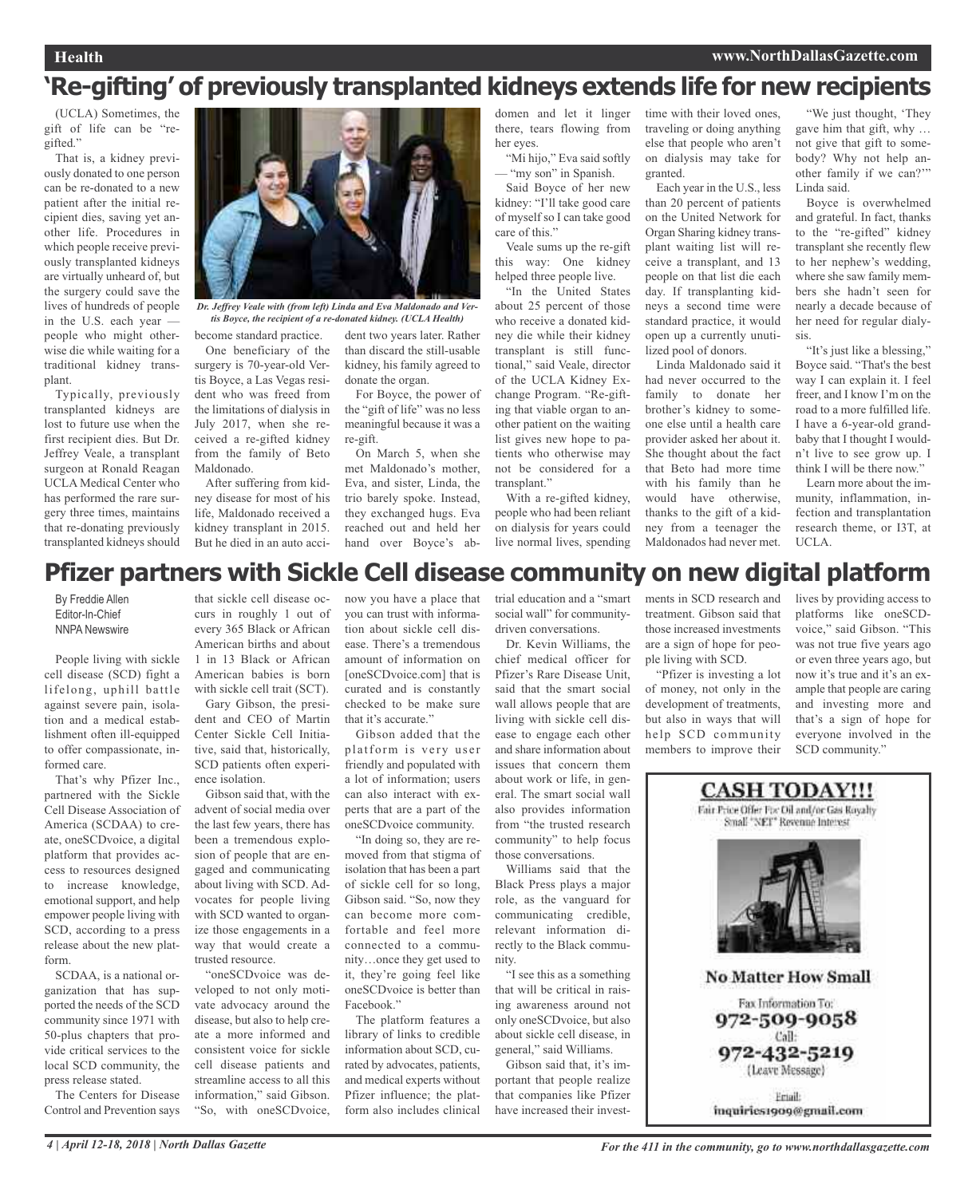# 'Re-gifting' of previously transplanted kidneys extends life for new recipients

(UCLA) Sometimes, the gift of life can be "re-gifted."

That is, a kidney previously donated to one person can be re-donated to a new patient after the initial recipient dies, saving yet another life. Procedures in which people receive previously transplanted kidneys are virtually unheard of, but the surgery could save the lives of hundreds of people in the U.S. each year — people who might otherwise die while waiting for a traditional kidney transplant.

Typically, previously transplanted kidneys are lost to future use when the first recipient dies. But Dr. Jeffrey Veale, a transplant surgeon at Ronald Reagan UCLA Medical Center who has performed the rare surgery three times, maintains that re-donating previously transplanted kidneys should become standard practice.

*Dr. Jeffrey Veale with (from left) Linda and Eva Maldonado and Vertis Boyce, the recipient of a re-donated kidney. (UCLA Health)*

One beneficiary of the surgery is 70-year-old Vertis Boyce, a Las Vegas resident who was freed from the limitations of dialysis in July 2017, when she received a re-gifted kidney from the family of Beto Maldonado.

After suffering from kidney disease for most of his life, Maldonado received a kidney transplant in 2015. But he died in an auto accident two years later. Rather than discard the still-usable kidney, his family agreed to donate the organ.

For Boyce, the power of the "gift of life" was no less meaningful because it was a re-gift.

On March 5, when she met Maldonado's mother, Eva, and sister, Linda, the trio barely spoke. Instead, they exchanged hugs. Eva reached out and held her hand over Boyce's abdomen and let it linger there, tears flowing from her eyes.

"Mi hijo," Eva said softly — "my son" in Spanish.

Said Boyce of her new kidney: "I'll take good care of myself so I can take good care of this."

Veale sums up the re-gift this way: One kidney helped three people live.

"In the United States about 25 percent of those who receive a donated kidney die while their kidney transplant is still functional," said Veale, director of the UCLA Kidney Exchange Program. "Re-gifting that viable organ to another patient on the waiting list gives new hope to patients who otherwise may not be considered for a transplant."

With a re-gifted kidney, people who had been reliant on dialysis for years could live normal lives, spending time with their loved ones, traveling or doing anything else that people who aren't on dialysis may take for granted.

Each year in the U.S., less than 20 percent of patients on the United Network for Organ Sharing kidney transplant waiting list will receive a transplant, and 13 people on that list die each day. If transplanting kidneys a second time were standard practice, it would open up a currently unutilized pool of donors.

Linda Maldonado said it had never occurred to the family to donate her brother's kidney to someone else until a health care provider asked her about it. She thought about the fact that Beto had more time with his family than he would have otherwise, thanks to the gift of a kidney from a teenager the Maldonados had never met.

"We just thought, 'They gave him that gift, why … not give that gift to somebody? Why not help another family if we can?'" Linda said.

Boyce is overwhelmed and grateful. In fact, thanks to the "re-gifted" kidney transplant she recently flew to her nephew's wedding, where she saw family members she hadn't seen for nearly a decade because of her need for regular dialysis.

"It's just like a blessing," Boyce said. "That's the best way I can explain it. I feel freer, and I know I'm on the road to a more fulfilled life. I have a 6-year-old grandbaby that I thought I wouldn't live to see grow up. I think I will be there now."

Learn more about the immunity, inflammation, infection and transplantation research theme, or I3T, at UCLA.

# Pfizer partners with Sickle Cell disease community on new digital platform

By Freddie Allen
Editor-In-Chief
NNPA Newswire

People living with sickle cell disease (SCD) fight a lifelong, uphill battle against severe pain, isolation and a medical establishment often ill-equipped to offer compassionate, informed care.

That's why Pfizer Inc., partnered with the Sickle Cell Disease Association of America (SCDAA) to create, oneSCDvoice, a digital platform that provides access to resources designed to increase knowledge, emotional support, and help empower people living with SCD, according to a press release about the new platform.

SCDAA, is a national organization that has supported the needs of the SCD community since 1971 with 50-plus chapters that provide critical services to the local SCD community, the press release stated.

The Centers for Disease Control and Prevention says that sickle cell disease occurs in roughly 1 out of every 365 Black or African American births and about 1 in 13 Black or African American babies is born with sickle cell trait (SCT).

Gary Gibson, the president and CEO of Martin Center Sickle Cell Initiative, said that, historically, SCD patients often experience isolation.

Gibson said that, with the advent of social media over the last few years, there has been a tremendous explosion of people that are engaged and communicating about living with SCD. Advocates for people living with SCD wanted to organize those engagements in a way that would create a trusted resource.

"oneSCDvoice was developed to not only motivate advocacy around the disease, but also to help create a more informed and consistent voice for sickle cell disease patients and streamline access to all this information," said Gibson. "So, with oneSCDvoice, now you have a place that you can trust with information about sickle cell disease. There's a tremendous amount of information on [oneSCDvoice.com] that is curated and is constantly checked to be make sure that it's accurate."

Gibson added that the platform is very user friendly and populated with a lot of information; users can also interact with experts that are a part of the oneSCDvoice community.

"In doing so, they are removed from that stigma of isolation that has been a part of sickle cell for so long, Gibson said. "So, now they can become more comfortable and feel more connected to a community…once they get used to it, they're going feel like oneSCDvoice is better than Facebook."

The platform features a library of links to credible information about SCD, curated by advocates, patients, and medical experts without Pfizer influence; the platform also includes clinical trial education and a "smart social wall" for community-driven conversations.

Dr. Kevin Williams, the chief medical officer for Pfizer's Rare Disease Unit, said that the smart social wall allows people that are living with sickle cell disease to engage each other and share information about issues that concern them about work or life, in general. The smart social wall also provides information from "the trusted research community" to help focus those conversations.

Williams said that the Black Press plays a major role, as the vanguard for communicating credible, relevant information directly to the Black community.

"I see this as a something that will be critical in raising awareness around not only oneSCDvoice, but also about sickle cell disease, in general," said Williams.

Gibson said that, it's important that people realize that companies like Pfizer have increased their investments in SCD research and treatment. Gibson said that those increased investments are a sign of hope for people living with SCD.

"Pfizer is investing a lot of money, not only in the development of treatments, but also in ways that will help SCD community members to improve their lives by providing access to platforms like oneSCDvoice," said Gibson. "This was not true five years ago or even three years ago, but now it's true and it's an example that people are caring and investing more and that's a sign of hope for everyone involved in the SCD community."

**CASH TODAY!!!**

Fair Price Offer For Oil and/or Gas Royalty
Small "NET" Revenue Interest

**No Matter How Small**

Fax Information To:
**972-509-9058**
Call:
**972-432-5219**
(Leave Message)

Email:
inquiries1909@gmail.com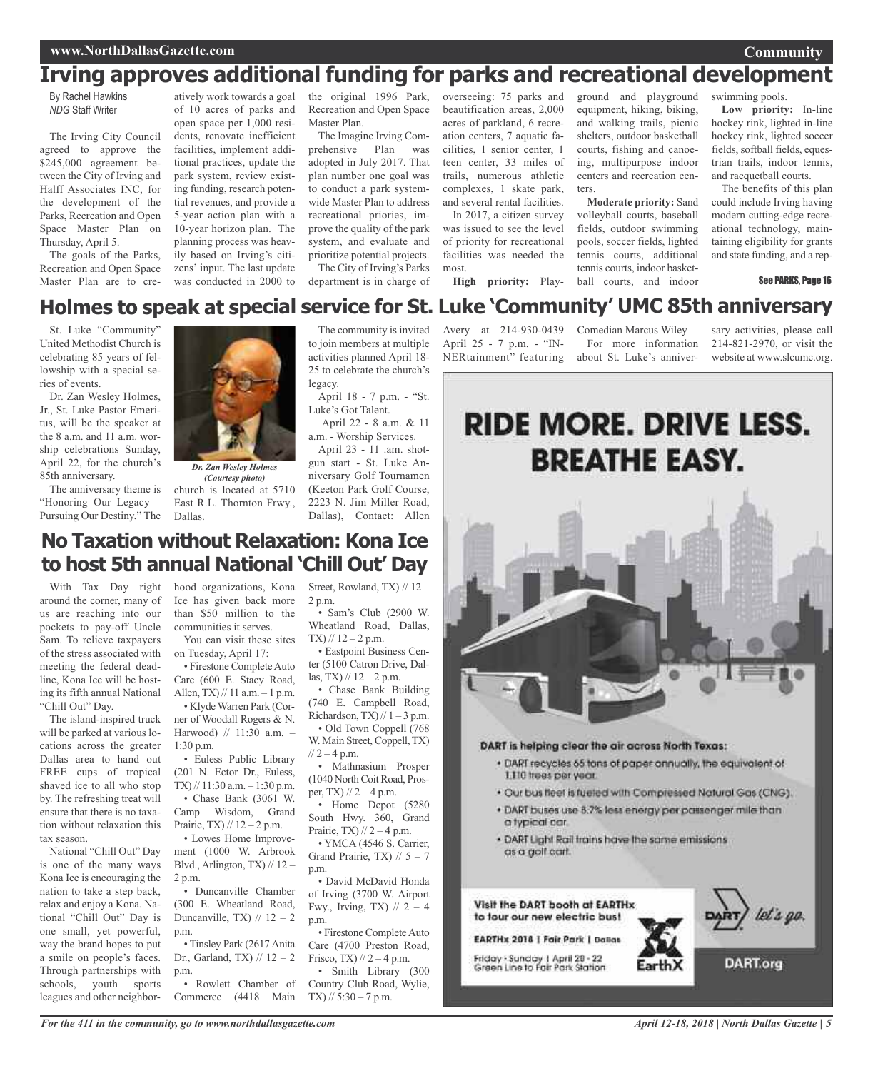# Irving approves additional funding for parks and recreational development

By Rachel Hawkins
*NDG* Staff Writer

The Irving City Council agreed to approve the $245,000 agreement between the City of Irving and Halff Associates INC, for the development of the Parks, Recreation and Open Space Master Plan on Thursday, April 5.

The goals of the Parks, Recreation and Open Space Master Plan are to creatively work towards a goal of 10 acres of parks and open space per 1,000 residents, renovate inefficient facilities, implement additional practices, update the park system, review existing funding, research potential revenues, and provide a 5-year action plan with a 10-year horizon plan. The planning process was heavily based on Irving's citizens' input. The last update was conducted in 2000 to the original 1996 Park, Recreation and Open Space Master Plan.

The Imagine Irving Comprehensive Plan was adopted in July 2017. That plan number one goal was to conduct a park system-wide Master Plan to address recreational priories, improve the quality of the park system, and evaluate and prioritize potential projects.

The City of Irving's Parks department is in charge of overseeing: 75 parks and beautification areas, 2,000 acres of parkland, 6 recreation centers, 7 aquatic facilities, 1 senior center, 1 teen center, 33 miles of trails, numerous athletic complexes, 1 skate park, and several rental facilities.

In 2017, a citizen survey was issued to see the level of priority for recreational facilities was needed the most.

**High priority:** Playground and playground equipment, hiking, biking, and walking trails, picnic shelters, outdoor basketball courts, fishing and canoeing, multipurpose indoor centers and recreation centers.

**Moderate priority:** Sand volleyball courts, baseball fields, outdoor swimming pools, soccer fields, lighted tennis courts, additional tennis courts, indoor basketball courts, and indoor swimming pools.

**Low priority:** In-line hockey rink, lighted in-line hockey rink, lighted soccer fields, softball fields, equestrian trails, indoor tennis, and racquetball courts.

The benefits of this plan could include Irving having modern cutting-edge recreational technology, maintaining eligibility for grants and state funding, and a rep-

See PARKS, Page 16

# Holmes to speak at special service for St. Luke 'Community' UMC 85th anniversary

St. Luke "Community" United Methodist Church is celebrating 85 years of fellowship with a special series of events.

Dr. Zan Wesley Holmes, Jr., St. Luke Pastor Emeritus, will be the speaker at the 8 a.m. and 11 a.m. worship celebrations Sunday, April 22, for the church's 85th anniversary.

The anniversary theme is "Honoring Our Legacy—Pursuing Our Destiny." The church is located at 5710 East R.L. Thornton Frwy., Dallas.

*Dr. Zan Wesley Holmes (Courtesy photo)*

The community is invited to join members at multiple activities planned April 18-25 to celebrate the church's legacy.

April 18 - 7 p.m. - "St. Luke's Got Talent.

April 22 - 8 a.m. & 11 a.m. - Worship Services.

April 23 - 11 .am. shotgun start - St. Luke Anniversary Golf Tournamen (Keeton Park Golf Course, 2223 N. Jim Miller Road, Dallas), Contact: Allen Avery at 214-930-0439

April 25 - 7 p.m. - "INNERtainment" featuring Comedian Marcus Wiley

For more information about St. Luke's anniversary activities, please call 214-821-2970, or visit the website at www.slcumc.org.

# No Taxation without Relaxation: Kona Ice to host 5th annual National 'Chill Out' Day

With Tax Day right around the corner, many of us are reaching into our pockets to pay-off Uncle Sam. To relieve taxpayers of the stress associated with meeting the federal deadline, Kona Ice will be hosting its fifth annual National "Chill Out" Day.

The island-inspired truck will be parked at various locations across the greater Dallas area to hand out FREE cups of tropical shaved ice to all who stop by. The refreshing treat will ensure that there is no taxation without relaxation this tax season.

National "Chill Out" Day is one of the many ways Kona Ice is encouraging the nation to take a step back, relax and enjoy a Kona. National "Chill Out" Day is one small, yet powerful, way the brand hopes to put a smile on people's faces. Through partnerships with schools, youth sports leagues and other neighborhood organizations, Kona Ice has given back more than $50 million to the communities it serves.

You can visit these sites on Tuesday, April 17:

- Firestone Complete Auto Care (600 E. Stacy Road, Allen, TX) // 11 a.m. – 1 p.m.
- Klyde Warren Park (Corner of Woodall Rogers & N. Harwood) // 11:30 a.m. – 1:30 p.m.
- Euless Public Library (201 N. Ector Dr., Euless, TX) // 11:30 a.m. – 1:30 p.m.
- Chase Bank (3061 W. Camp Wisdom, Grand Prairie, TX) // 12 – 2 p.m.
- Lowes Home Improvement (1000 W. Arbrook Blvd., Arlington, TX) // 12 – 2 p.m.
- Duncanville Chamber (300 E. Wheatland Road, Duncanville, TX) // 12 – 2 p.m.
- Tinsley Park (2617 Anita Dr., Garland, TX) // 12 – 2 p.m.
- Rowlett Chamber of Commerce (4418 Main Street, Rowland, TX) // 12 – 2 p.m.
- Sam's Club (2900 W. Wheatland Road, Dallas, TX) // 12 – 2 p.m.
- Eastpoint Business Center (5100 Catron Drive, Dallas, TX) // 12 – 2 p.m.
- Chase Bank Building (740 E. Campbell Road, Richardson, TX) // 1 – 3 p.m.
- Old Town Coppell (768 W. Main Street, Coppell, TX) // 2 – 4 p.m.
- Mathnasium Prosper (1040 North Coit Road, Prosper, TX) // 2 – 4 p.m.
- Home Depot (5280 South Hwy. 360, Grand Prairie, TX) // 2 – 4 p.m.
- YMCA (4546 S. Carrier, Grand Prairie, TX) // 5 – 7 p.m.
- David McDavid Honda of Irving (3700 W. Airport Fwy., Irving, TX) // 2 – 4 p.m.
- Firestone Complete Auto Care (4700 Preston Road, Frisco, TX) // 2 – 4 p.m.
- Smith Library (300 Country Club Road, Wylie, TX) // 5:30 – 7 p.m.

RIDE MORE. DRIVE LESS. BREATHE EASY.

DART is helping clear the air across North Texas:

- DART recycles 65 tons of paper annually, the equivalent of 1,110 trees per year.
- Our bus fleet is fueled with Compressed Natural Gas (CNG).
- DART buses use 8.7% less energy per passenger mile than a typical car.
- DART Light Rail trains have the same emissions as a golf cart.

Visit the DART booth at EARTHx to tour our new electric bus!

EARTHx 2018 | Fair Park | Dallas

Friday - Sunday | April 20 - 22
Green Line to Fair Park Station

EarthX

DART let's go.

DART.org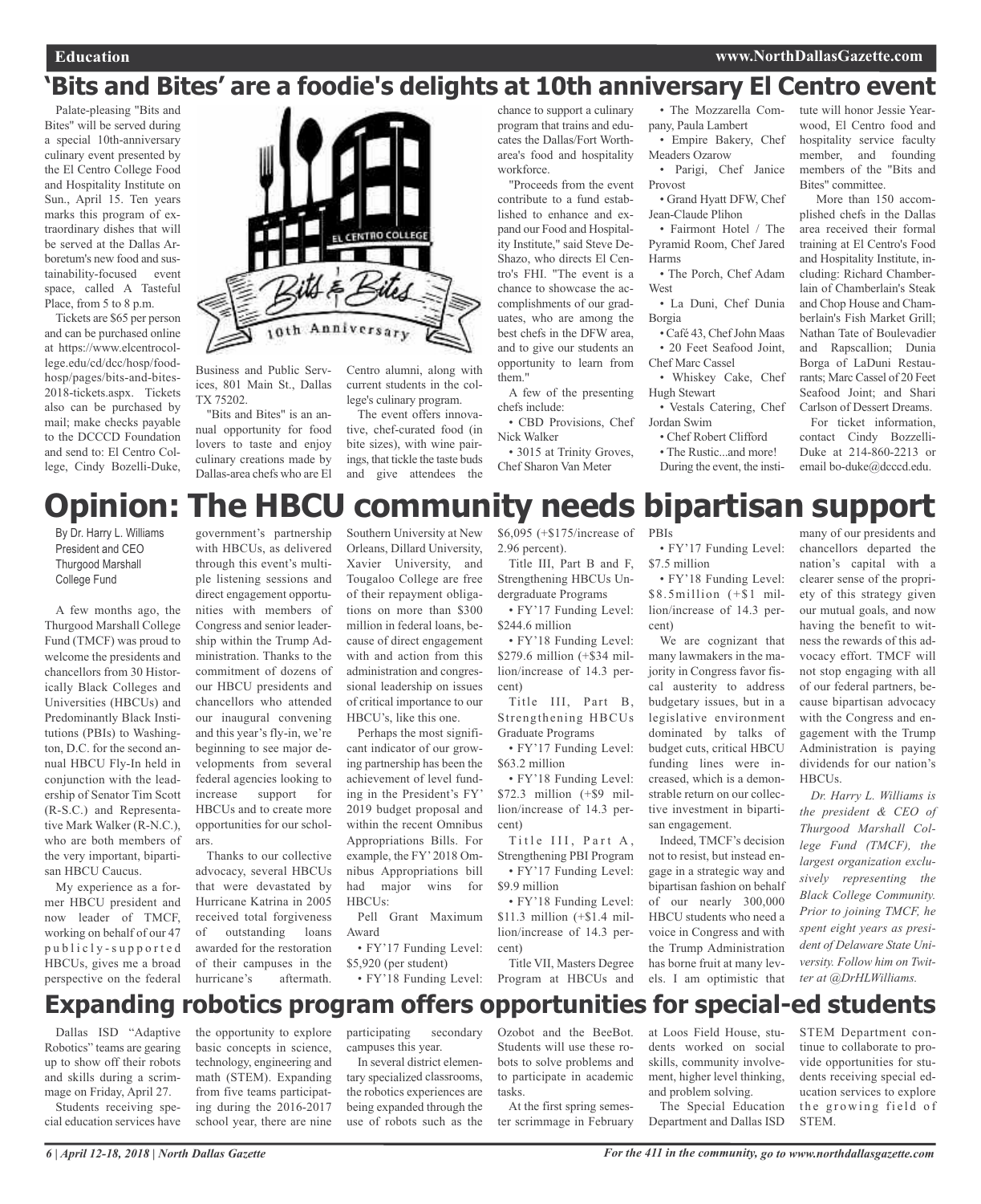# 'Bits and Bites' are a foodie's delights at 10th anniversary El Centro event

Palate-pleasing "Bits and Bites" will be served during a special 10th-anniversary culinary event presented by the El Centro College Food and Hospitality Institute on Sun., April 15. Ten years marks this program of extraordinary dishes that will be served at the Dallas Arboretum's new food and sustainability-focused event space, called A Tasteful Place, from 5 to 8 p.m.

Tickets are $65 per person and can be purchased online at https://www.elcentrocollege.edu/cd/dcc/hosp/food-hosp/pages/bits-and-bites-2018-tickets.aspx. Tickets also can be purchased by mail; make checks payable to the DCCCD Foundation and send to: El Centro College, Cindy Bozelli-Duke, Business and Public Services, 801 Main St., Dallas TX 75202.

"Bits and Bites" is an annual opportunity for food lovers to taste and enjoy culinary creations made by Dallas-area chefs who are El Centro alumni, along with current students in the college's culinary program.

The event offers innovative, chef-curated food (in bite sizes), with wine pairings, that tickle the taste buds and give attendees the chance to support a culinary program that trains and educates the Dallas/Fort Worth-area's food and hospitality workforce.

"Proceeds from the event contribute to a fund established to enhance and expand our Food and Hospitality Institute," said Steve DeShazo, who directs El Centro's FHI. "The event is a chance to showcase the accomplishments of our graduates, who are among the best chefs in the DFW area, and to give our students an opportunity to learn from them."

A few of the presenting chefs include:

- CBD Provisions, Chef Nick Walker
- 3015 at Trinity Groves, Chef Sharon Van Meter
- The Mozzarella Company, Paula Lambert
- Empire Bakery, Chef Meaders Ozarow
- Parigi, Chef Janice Provost
- Grand Hyatt DFW, Chef Jean-Claude Plihon
- Fairmont Hotel / The Pyramid Room, Chef Jared Harms
- The Porch, Chef Adam West
- La Duni, Chef Dunia Borgia
- Café 43, Chef John Maas
- 20 Feet Seafood Joint, Chef Marc Cassel
- Whiskey Cake, Chef Hugh Stewart
- Vestals Catering, Chef Jordan Swim
- Chef Robert Clifford
- The Rustic...and more!

During the event, the institute will honor Jessie Yearwood, El Centro food and hospitality service faculty member, and founding members of the "Bits and Bites" committee.

More than 150 accomplished chefs in the Dallas area received their formal training at El Centro's Food and Hospitality Institute, including: Richard Chamberlain of Chamberlain's Steak and Chop House and Chamberlain's Fish Market Grill; Nathan Tate of Boulevadier and Rapscallion; Dunia Borga of LaDuni Restaurants; Marc Cassel of 20 Feet Seafood Joint; and Shari Carlson of Dessert Dreams.

For ticket information, contact Cindy Bozzelli-Duke at 214-860-2213 or email bo-duke@dcccd.edu.

# Opinion: The HBCU community needs bipartisan support

By Dr. Harry L. Williams
President and CEO
Thurgood Marshall College Fund

A few months ago, the Thurgood Marshall College Fund (TMCF) was proud to welcome the presidents and chancellors from 30 Historically Black Colleges and Universities (HBCUs) and Predominantly Black Institutions (PBIs) to Washington, D.C. for the second annual HBCU Fly-In held in conjunction with the leadership of Senator Tim Scott (R-S.C.) and Representative Mark Walker (R-N.C.), who are both members of the very important, bipartisan HBCU Caucus.

My experience as a former HBCU president and now leader of TMCF, working on behalf of our 47 publicly-supported HBCUs, gives me a broad perspective on the federal government's partnership with HBCUs, as delivered through this event's multiple listening sessions and direct engagement opportunities with members of Congress and senior leadership within the Trump Administration. Thanks to the commitment of dozens of our HBCU presidents and chancellors who attended our inaugural convening and this year's fly-in, we're beginning to see major developments from several federal agencies looking to increase support for HBCUs and to create more opportunities for our scholars.

Thanks to our collective advocacy, several HBCUs that were devastated by Hurricane Katrina in 2005 received total forgiveness of outstanding loans awarded for the restoration of their campuses in the hurricane's aftermath. Southern University at New Orleans, Dillard University, Xavier University, and Tougaloo College are free of their repayment obligations on more than $300 million in federal loans, because of direct engagement with and action from this administration and congressional leadership on issues of critical importance to our HBCU's, like this one.

Perhaps the most significant indicator of our growing partnership has been the achievement of level funding in the President's FY' 2019 budget proposal and within the recent Omnibus Appropriations Bills. For example, the FY' 2018 Omnibus Appropriations bill had major wins for HBCUs:

Pell Grant Maximum Award

- FY'17 Funding Level: $5,920 (per student)
- FY'18 Funding Level: $6,095 (+$175/increase of 2.96 percent).

Title III, Part B and F, Strengthening HBCUs Undergraduate Programs

- FY'17 Funding Level: $244.6 million
- FY'18 Funding Level: $279.6 million (+$34 million/increase of 14.3 percent)

Title III, Part B, Strengthening HBCUs Graduate Programs

- FY'17 Funding Level: $63.2 million
- FY'18 Funding Level: $72.3 million (+$9 million/increase of 14.3 percent)

Title III, Part A, Strengthening PBI Program

- FY'17 Funding Level: $9.9 million
- FY'18 Funding Level: $11.3 million (+$1.4 million/increase of 14.3 percent)

Title VII, Masters Degree Program at HBCUs and PBIs

- FY'17 Funding Level: $7.5 million
- FY'18 Funding Level: $8.5million (+$1 million/increase of 14.3 percent)

We are cognizant that many lawmakers in the majority in Congress favor fiscal austerity to address budgetary issues, but in a legislative environment dominated by talks of budget cuts, critical HBCU funding lines were increased, which is a demonstrable return on our collective investment in bipartisan engagement.

Indeed, TMCF's decision not to resist, but instead engage in a strategic way and bipartisan fashion on behalf of our nearly 300,000 HBCU students who need a voice in Congress and with the Trump Administration has borne fruit at many levels. I am optimistic that many of our presidents and chancellors departed the nation's capital with a clearer sense of the propriety of this strategy given our mutual goals, and now having the benefit to witness the rewards of this advocacy effort. TMCF will not stop engaging with all of our federal partners, because bipartisan advocacy with the Congress and engagement with the Trump Administration is paying dividends for our nation's HBCUs.

*Dr. Harry L. Williams is the president & CEO of Thurgood Marshall College Fund (TMCF), the largest organization exclusively representing the Black College Community. Prior to joining TMCF, he spent eight years as president of Delaware State University. Follow him on Twitter at @DrHLWilliams.*

# Expanding robotics program offers opportunities for special-ed students

Dallas ISD "Adaptive Robotics" teams are gearing up to show off their robots and skills during a scrimmage on Friday, April 27.

Students receiving special education services have the opportunity to explore basic concepts in science, technology, engineering and math (STEM). Expanding from five teams participating during the 2016-2017 school year, there are nine participating secondary campuses this year.

In several district elementary specialized classrooms, the robotics experiences are being expanded through the use of robots such as the Ozobot and the BeeBot. Students will use these robots to solve problems and to participate in academic tasks.

At the first spring semester scrimmage in February at Loos Field House, students worked on social skills, community involvement, higher level thinking, and problem solving.

The Special Education Department and Dallas ISD STEM Department continue to collaborate to provide opportunities for students receiving special education services to explore the growing field of STEM.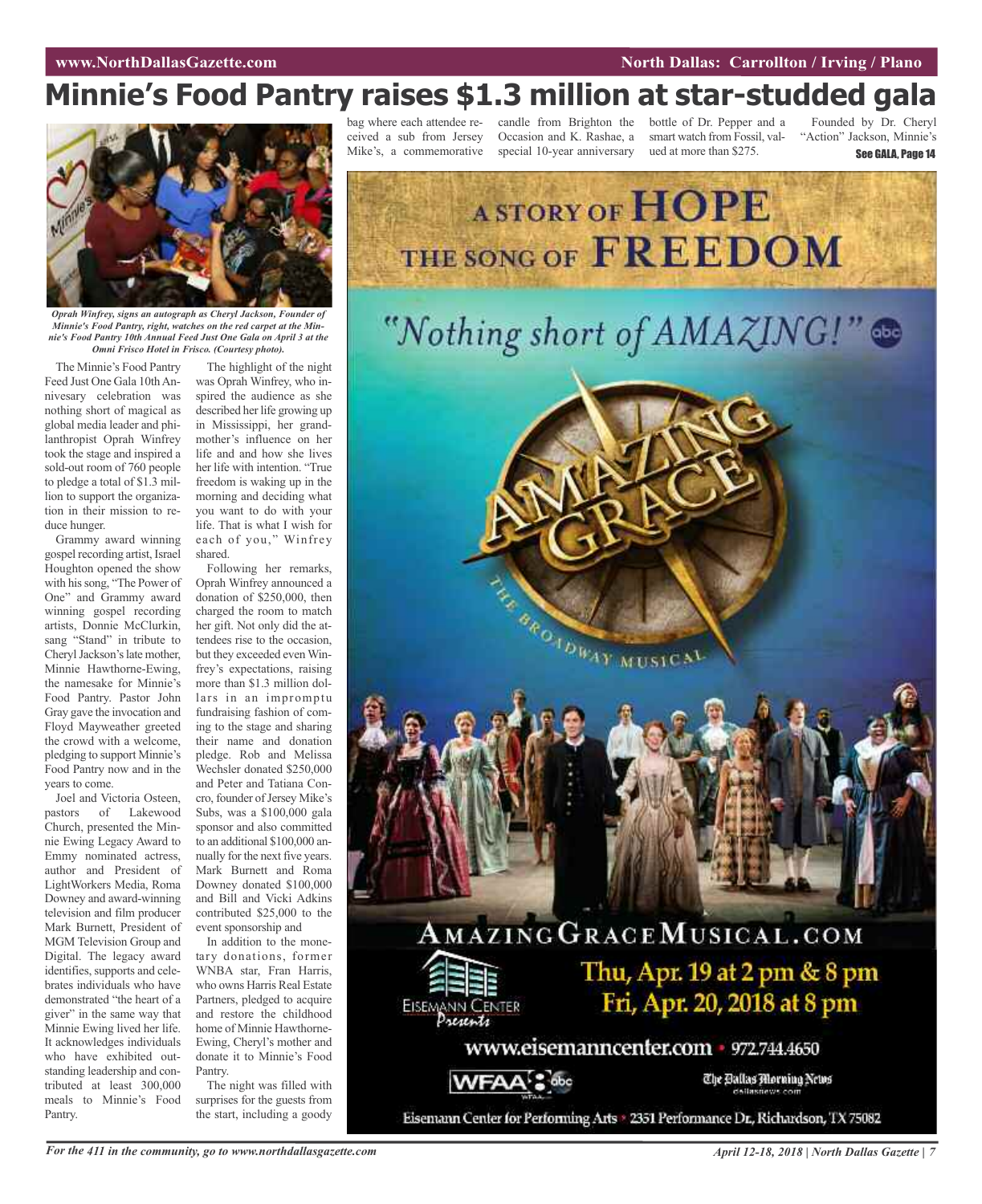# Minnie's Food Pantry raises $1.3 million at star-studded gala

*Oprah Winfrey, signs an autograph as Cheryl Jackson, Founder of Minnie's Food Pantry, right, watches on the red carpet at the Minnie's Food Pantry 10th Annual Feed Just One Gala on April 3 at the Omni Frisco Hotel in Frisco. (Courtesy photo).*

The Minnie's Food Pantry Feed Just One Gala 10th Annivesary celebration was nothing short of magical as global media leader and philanthropist Oprah Winfrey took the stage and inspired a sold-out room of 760 people to pledge a total of $1.3 million to support the organization in their mission to reduce hunger.

Grammy award winning gospel recording artist, Israel Houghton opened the show with his song, "The Power of One" and Grammy award winning gospel recording artists, Donnie McClurkin, sang "Stand" in tribute to Cheryl Jackson's late mother, Minnie Hawthorne-Ewing, the namesake for Minnie's Food Pantry. Pastor John Gray gave the invocation and Floyd Mayweather greeted the crowd with a welcome, pledging to support Minnie's Food Pantry now and in the years to come.

Joel and Victoria Osteen, pastors of Lakewood Church, presented the Minnie Ewing Legacy Award to Emmy nominated actress, author and President of LightWorkers Media, Roma Downey and award-winning television and film producer Mark Burnett, President of MGM Television Group and Digital. The legacy award identifies, supports and celebrates individuals who have demonstrated "the heart of a giver" in the same way that Minnie Ewing lived her life. It acknowledges individuals who have exhibited outstanding leadership and contributed at least 300,000 meals to Minnie's Food Pantry.

The highlight of the night was Oprah Winfrey, who inspired the audience as she described her life growing up in Mississippi, her grandmother's influence on her life and and how she lives her life with intention. "True freedom is waking up in the morning and deciding what you want to do with your life. That is what I wish for each of you," Winfrey shared.

Following her remarks, Oprah Winfrey announced a donation of $250,000, then charged the room to match her gift. Not only did the attendees rise to the occasion, but they exceeded even Winfrey's expectations, raising more than $1.3 million dollars in an impromptu fundraising fashion of coming to the stage and sharing their name and donation pledge. Rob and Melissa Wechsler donated $250,000 and Peter and Tatiana Concro, founder of Jersey Mike's Subs, was a $100,000 gala sponsor and also committed to an additional $100,000 annually for the next five years. Mark Burnett and Roma Downey donated $100,000 and Bill and Vicki Adkins contributed $25,000 to the event sponsorship and

In addition to the monetary donations, former WNBA star, Fran Harris, who owns Harris Real Estate Partners, pledged to acquire and restore the childhood home of Minnie Hawthorne-Ewing, Cheryl's mother and donate it to Minnie's Food Pantry.

The night was filled with surprises for the guests from the start, including a goody bag where each attendee received a sub from Jersey Mike's, a commemorative candle from Brighton the Occasion and K. Rashae, a special 10-year anniversary bottle of Dr. Pepper and a smart watch from Fossil, valued at more than $275.

Founded by Dr. Cheryl "Action" Jackson, Minnie's

**See GALA, Page 14**

A STORY OF HOPE
THE SONG OF FREEDOM

"Nothing short of AMAZING!" abc

AMAZING GRACE
THE BROADWAY MUSICAL

AMAZINGGRACEMUSICAL.COM

Eisemann Center Presents

Thu, Apr. 19 at 2 pm & 8 pm
Fri, Apr. 20, 2018 at 8 pm

www.eisemanncenter.com • 972.744.4650

WFAA 8 abc — The Dallas Morning News dallasnews.com

Eisemann Center for Performing Arts • 2351 Performance Dr., Richardson, TX 75082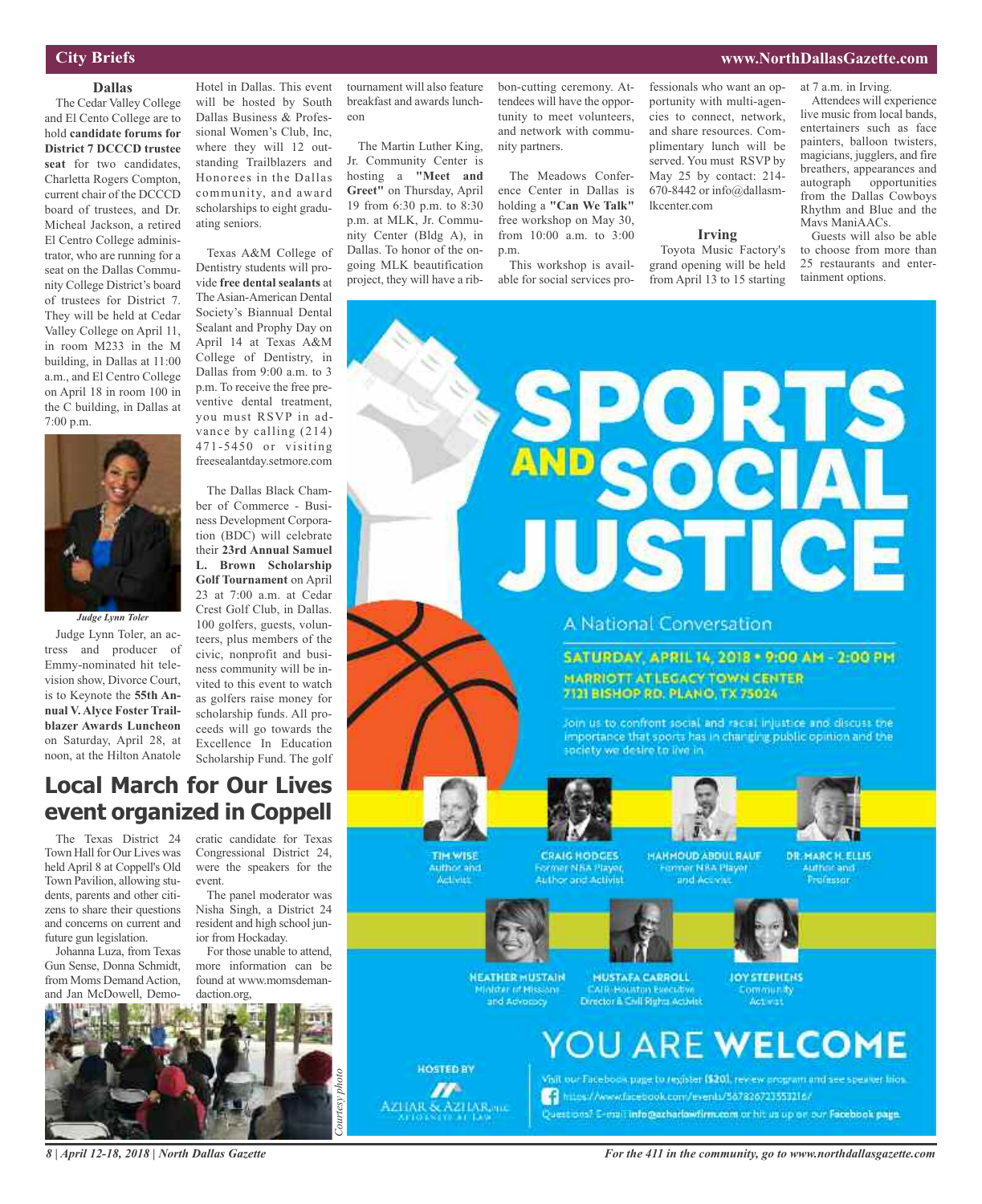## City Briefs

### Dallas

The Cedar Valley College and El Cento College are to hold **candidate forums for District 7 DCCCD trustee seat** for two candidates, Charletta Rogers Compton, current chair of the DCCCD board of trustees, and Dr. Micheal Jackson, a retired El Centro College administrator, who are running for a seat on the Dallas Community College District's board of trustees for District 7. They will be held at Cedar Valley College on April 11, in room M233 in the M building, in Dallas at 11:00 a.m., and El Centro College on April 18 in room 100 in the C building, in Dallas at 7:00 p.m.

*Judge Lynn Toler*

Judge Lynn Toler, an actress and producer of Emmy-nominated hit television show, Divorce Court, is to Keynote the **55th Annual V. Alyce Foster Trailblazer Awards Luncheon** on Saturday, April 28, at noon, at the Hilton Anatole Hotel in Dallas. This event will be hosted by South Dallas Business & Professional Women's Club, Inc, where they will 12 outstanding Trailblazers and Honorees in the Dallas community, and award scholarships to eight graduating seniors.

Texas A&M College of Dentistry students will provide **free dental sealants** at The Asian-American Dental Society's Biannual Dental Sealant and Prophy Day on April 14 at Texas A&M College of Dentistry, in Dallas from 9:00 a.m. to 3 p.m. To receive the free preventive dental treatment, you must RSVP in advance by calling (214) 471-5450 or visiting freesealantday.setmore.com

The Dallas Black Chamber of Commerce - Business Development Corporation (BDC) will celebrate their **23rd Annual Samuel L. Brown Scholarship Golf Tournament** on April 23 at 7:00 a.m. at Cedar Crest Golf Club, in Dallas. 100 golfers, guests, volunteers, plus members of the civic, nonprofit and business community will be invited to this event to watch as golfers raise money for scholarship funds. All proceeds will go towards the Excellence In Education Scholarship Fund. The golf tournament will also feature breakfast and awards luncheon

The Martin Luther King, Jr. Community Center is hosting a **"Meet and Greet"** on Thursday, April 19 from 6:30 p.m. to 8:30 p.m. at MLK, Jr. Community Center (Bldg A), in Dallas. To honor of the ongoing MLK beautification project, they will have a ribbon-cutting ceremony. Attendees will have the opportunity to meet volunteers, and network with community partners.

The Meadows Conference Center in Dallas is holding a **"Can We Talk"** free workshop on May 30, from 10:00 a.m. to 3:00 p.m.

This workshop is available for social services professionals who want an opportunity with multi-agencies to connect, network, and share resources. Complimentary lunch will be served. You must RSVP by May 25 by contact: 214-670-8442 or info@dallasmlkcenter.com

### Irving

Toyota Music Factory's grand opening will be held from April 13 to 15 starting at 7 a.m. in Irving.

Attendees will experience live music from local bands, entertainers such as face painters, balloon twisters, magicians, jugglers, and fire breathers, appearances and autograph opportunities from the Dallas Cowboys Rhythm and Blue and the Mavs ManiAACs.

Guests will also be able to choose from more than 25 restaurants and entertainment options.

## Local March for Our Lives event organized in Coppell

The Texas District 24 Town Hall for Our Lives was held April 8 at Coppell's Old Town Pavilion, allowing students, parents and other citizens to share their questions and concerns on current and future gun legislation.

Johanna Luza, from Texas Gun Sense, Donna Schmidt, from Moms Demand Action, and Jan McDowell, Democratic candidate for Texas Congressional District 24, were the speakers for the event.

The panel moderator was Nisha Singh, a District 24 resident and high school junior from Hockaday.

For those unable to attend, more information can be found at www.momsdemandaction.org,

*Courtesy photo*

---

# SPORTS AND SOCIAL JUSTICE

A National Conversation

**SATURDAY, APRIL 14, 2018 • 9:00 AM - 2:00 PM**

**MARRIOTT AT LEGACY TOWN CENTER**
**7121 BISHOP RD. PLANO, TX 75024**

Join us to confront social and racial injustice and discuss the importance that sports has in changing public opinion and the society we desire to live in.

**TIM WISE** – Author and Activist

**CRAIG HODGES** – Former NBA Player, Author and Activist

**MAHMOUD ABDUL RAUF** – Former NBA Player and Activist

**DR. MARC H. ELLIS** – Author and Professor

**HEATHER MUSTAIN** – Minister of Missions and Advocacy

**MUSTAFA CARROLL** – CAIR-Houston Executive Director & Civil Rights Activist

**JOY STEPHENS** – Community Activist

# YOU ARE WELCOME

HOSTED BY AZHAR & AZHAR PLLC ATTORNEYS AT LAW

Visit our Facebook page to register ($20), review program and see speaker bios.
https://www.facebook.com/events/567826723553216/
Questions? E-mail **info@azharlawfirm.com** or hit us up on our **Facebook page**.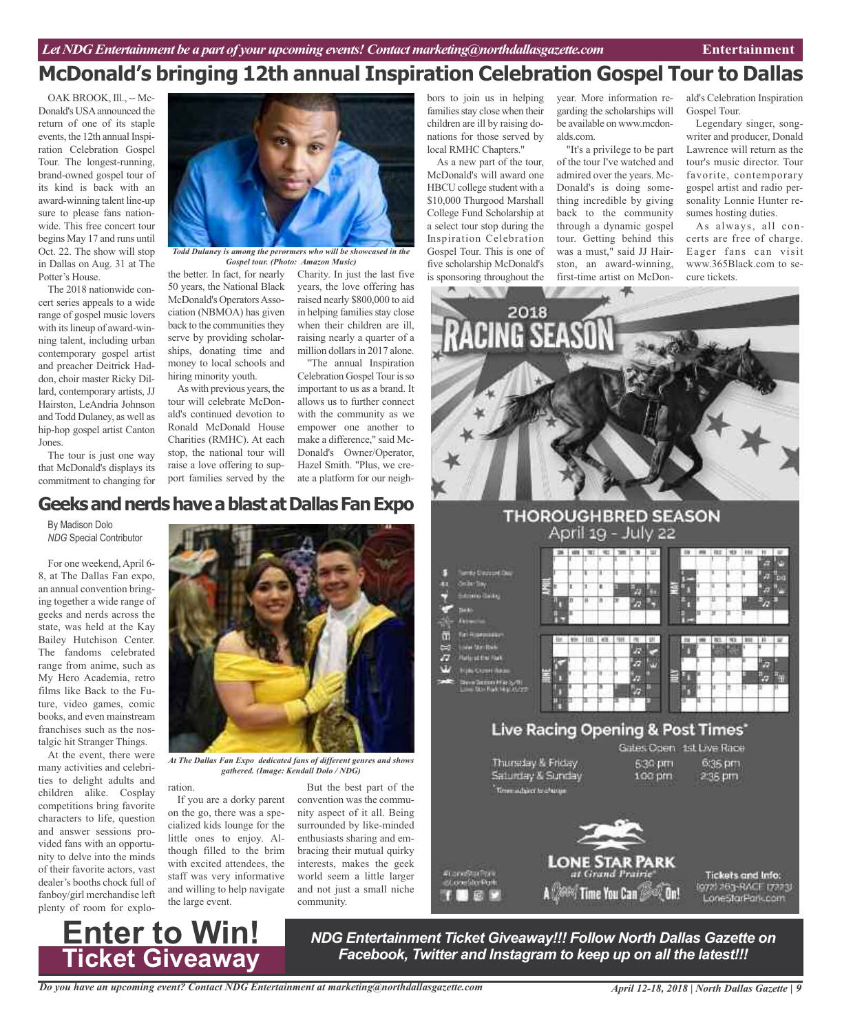# McDonald's bringing 12th annual Inspiration Celebration Gospel Tour to Dallas

OAK BROOK, Ill., -- McDonald's USA announced the return of one of its staple events, the 12th annual Inspiration Celebration Gospel Tour. The longest-running, brand-owned gospel tour of its kind is back with an award-winning talent line-up sure to please fans nationwide. This free concert tour begins May 17 and runs until Oct. 22. The show will stop in Dallas on Aug. 31 at The Potter's House.

The 2018 nationwide concert series appeals to a wide range of gospel music lovers with its lineup of award-winning talent, including urban contemporary gospel artist and preacher Deitrick Haddon, choir master Ricky Dillard, contemporary artists, JJ Hairston, LeAndria Johnson and Todd Dulaney, as well as hip-hop gospel artist Canton Jones.

The tour is just one way that McDonald's displays its commitment to changing for the better. In fact, for nearly 50 years, the National Black McDonald's Operators Association (NBMOA) has given back to the communities they serve by providing scholarships, donating time and money to local schools and hiring minority youth.

*Todd Dulaney is among the perormers who will be showcased in the Gospel tour. (Photo: Amazon Music)*

As with previous years, the tour will celebrate McDonald's continued devotion to Ronald McDonald House Charities (RMHC). At each stop, the national tour will raise a love offering to support families served by the Charity. In just the last five years, the love offering has raised nearly $800,000 to aid in helping families stay close when their children are ill, raising nearly a quarter of a million dollars in 2017 alone.

"The annual Inspiration Celebration Gospel Tour is so important to us as a brand. It allows us to further connect with the community as we empower one another to make a difference," said McDonald's Owner/Operator, Hazel Smith. "Plus, we create a platform for our neighbors to join us in helping families stay close when their children are ill by raising donations for those served by local RMHC Chapters."

As a new part of the tour, McDonald's will award one HBCU college student with a $10,000 Thurgood Marshall College Fund Scholarship at a select tour stop during the Inspiration Celebration Gospel Tour. This is one of five scholarship McDonald's is sponsoring throughout the year. More information regarding the scholarships will be available on www.mcdonalds.com.

"It's a privilege to be part of the tour I've watched and admired over the years. McDonald's is doing something incredible by giving back to the community through a dynamic gospel tour. Getting behind this was a must," said JJ Hairston, an award-winning, first-time artist on McDonald's Celebration Inspiration Gospel Tour.

Legendary singer, songwriter and producer, Donald Lawrence will return as the tour's music director. Tour favorite, contemporary gospel artist and radio personality Lonnie Hunter resumes hosting duties.

As always, all concerts are free of charge. Eager fans can visit www.365Black.com to secure tickets.

# Geeks and nerds have a blast at Dallas Fan Expo

By Madison Dolo
*NDG* Special Contributor

For one weekend, April 6-8, at The Dallas Fan expo, an annual convention bringing together a wide range of geeks and nerds across the state, was held at the Kay Bailey Hutchison Center. The fandoms celebrated range from anime, such as My Hero Academia, retro films like Back to the Future, video games, comic books, and even mainstream franchises such as the nostalgic hit Stranger Things.

At the event, there were many activities and celebrities to delight adults and children alike. Cosplay competitions bring favorite characters to life, question and answer sessions provided fans with an opportunity to delve into the minds of their favorite actors, vast dealer's booths chock full of fanboy/girl merchandise left plenty of room for exploration.

*At The Dallas Fan Expo dedicated fans of different genres and shows gathered. (Image: Kendall Dolo / NDG)*

If you are a dorky parent on the go, there was a specialized kids lounge for the little ones to enjoy. Although filled to the brim with excited attendees, the staff was very informative and willing to help navigate the large event.

But the best part of the convention was the community aspect of it all. Being surrounded by like-minded enthusiasts sharing and embracing their mutual quirky interests, makes the geek world seem a little larger and not just a small niche community.

2018 RACING SEASON

THOROUGHBRED SEASON
April 19 - July 22

Live Racing Opening & Post Times*

| | Gates Open | 1st Live Race |
|---|---|---|
| Thursday & Friday | 6:30 pm | 6:35 pm |
| Saturday & Sunday | 1:00 pm | 2:35 pm |

*Times subject to change

LONE STAR PARK at Grand Prairie
A Good Time You Can Bet On!

Tickets and Info: (972) 263-RACE (7223) LoneStarPark.com

# Enter to Win! Ticket Giveaway

***NDG Entertainment Ticket Giveaway!!! Follow North Dallas Gazette on Facebook, Twitter and Instagram to keep up on all the latest!!!***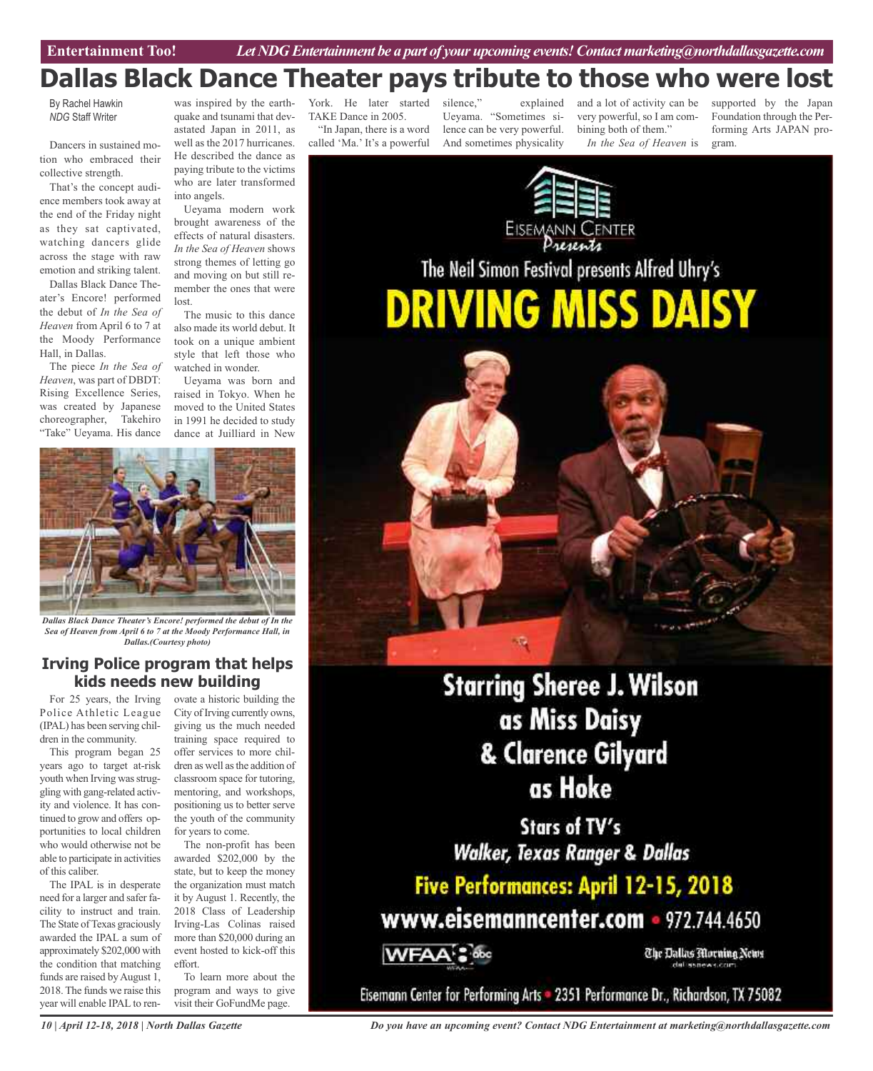# Dallas Black Dance Theater pays tribute to those who were lost

By Rachel Hawkin
*NDG* Staff Writer

Dancers in sustained motion who embraced their collective strength.

That's the concept audience members took away at the end of the Friday night as they sat captivated, watching dancers glide across the stage with raw emotion and striking talent.

Dallas Black Dance Theater's Encore! performed the debut of *In the Sea of Heaven* from April 6 to 7 at the Moody Performance Hall, in Dallas.

The piece *In the Sea of Heaven*, was part of DBDT: Rising Excellence Series, was created by Japanese choreographer, Takehiro "Take" Ueyama. His dance was inspired by the earthquake and tsunami that devastated Japan in 2011, as well as the 2017 hurricanes. He described the dance as paying tribute to the victims who are later transformed into angels.

Ueyama modern work brought awareness of the effects of natural disasters. *In the Sea of Heaven* shows strong themes of letting go and moving on but still remember the ones that were lost.

The music to this dance also made its world debut. It took on a unique ambient style that left those who watched in wonder.

Ueyama was born and raised in Tokyo. When he moved to the United States in 1991 he decided to study dance at Juilliard in New York. He later started TAKE Dance in 2005.

"In Japan, there is a word called 'Ma.' It's a powerful silence," explained Ueyama. "Sometimes silence can be very powerful. And sometimes physicality and a lot of activity can be very powerful, so I am combining both of them."

*In the Sea of Heaven* is supported by the Japan Foundation through the Performing Arts JAPAN program.

*Dallas Black Dance Theater's Encore! performed the debut of In the Sea of Heaven from April 6 to 7 at the Moody Performance Hall, in Dallas.(Courtesy photo)*

## Irving Police program that helps kids needs new building

For 25 years, the Irving Police Athletic League (IPAL) has been serving children in the community.

This program began 25 years ago to target at-risk youth when Irving was struggling with gang-related activity and violence. It has continued to grow and offers opportunities to local children who would otherwise not be able to participate in activities of this caliber.

The IPAL is in desperate need for a larger and safer facility to instruct and train. The State of Texas graciously awarded the IPAL a sum of approximately $202,000 with the condition that matching funds are raised by August 1, 2018. The funds we raise this year will enable IPAL to renovate a historic building the City of Irving currently owns, giving us the much needed training space required to offer services to more children as well as the addition of classroom space for tutoring, mentoring, and workshops, positioning us to better serve the youth of the community for years to come.

The non-profit has been awarded $202,000 by the state, but to keep the money the organization must match it by August 1. Recently, the 2018 Class of Leadership Irving-Las Colinas raised more than $20,000 during an event hosted to kick-off this effort.

To learn more about the program and ways to give visit their GoFundMe page.

---

Eisemann Center Presents

The Neil Simon Festival presents Alfred Uhry's

# DRIVING MISS DAISY

**Starring Sheree J. Wilson as Miss Daisy & Clarence Gilyard as Hoke**

Stars of TV's *Walker, Texas Ranger & Dallas*

**Five Performances: April 12-15, 2018**

**www.eisemanncenter.com** • 972.744.4650

WFAA 8 abc — The Dallas Morning News dallasnews.com

Eisemann Center for Performing Arts • 2351 Performance Dr., Richardson, TX 75082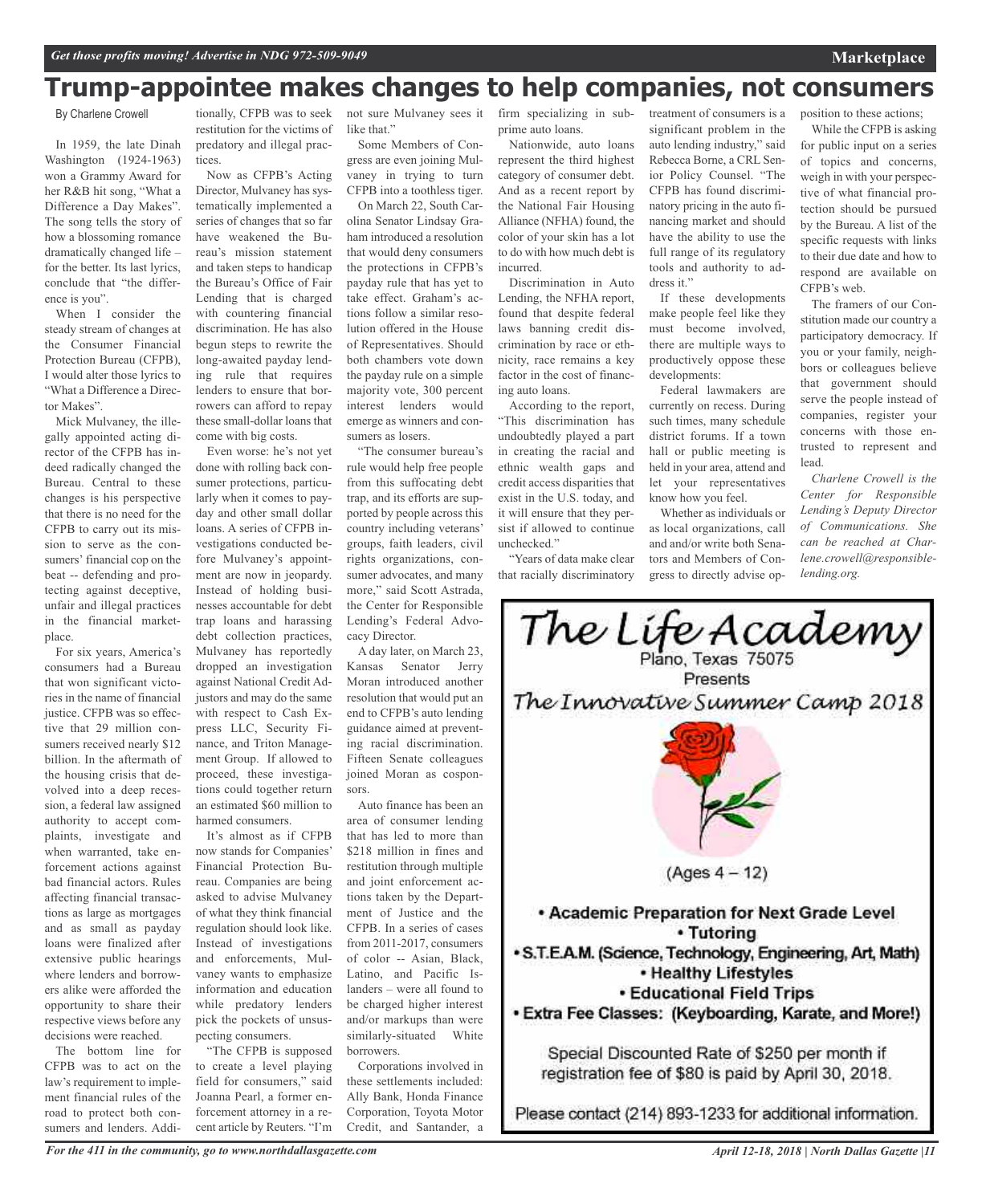# Trump-appointee makes changes to help companies, not consumers

By Charlene Crowell

In 1959, the late Dinah Washington (1924-1963) won a Grammy Award for her R&B hit song, "What a Difference a Day Makes". The song tells the story of how a blossoming romance dramatically changed life – for the better. Its last lyrics, conclude that "the difference is you".

When I consider the steady stream of changes at the Consumer Financial Protection Bureau (CFPB), I would alter those lyrics to "What a Difference a Director Makes".

Mick Mulvaney, the illegally appointed acting director of the CFPB has indeed radically changed the Bureau. Central to these changes is his perspective that there is no need for the CFPB to carry out its mission to serve as the consumers' financial cop on the beat -- defending and protecting against deceptive, unfair and illegal practices in the financial marketplace.

For six years, America's consumers had a Bureau that won significant victories in the name of financial justice. CFPB was so effective that 29 million consumers received nearly $12 billion. In the aftermath of the housing crisis that devolved into a deep recession, a federal law assigned authority to accept complaints, investigate and when warranted, take enforcement actions against bad financial actors. Rules affecting financial transactions as large as mortgages and as small as payday loans were finalized after extensive public hearings where lenders and borrowers alike were afforded the opportunity to share their respective views before any decisions were reached.

The bottom line for CFPB was to act on the law's requirement to implement financial rules of the road to protect both consumers and lenders. Additionally, CFPB was to seek restitution for the victims of predatory and illegal practices.

Now as CFPB's Acting Director, Mulvaney has systematically implemented a series of changes that so far have weakened the Bureau's mission statement and taken steps to handicap the Bureau's Office of Fair Lending that is charged with countering financial discrimination. He has also begun steps to rewrite the long-awaited payday lending rule that requires lenders to ensure that borrowers can afford to repay these small-dollar loans that come with big costs.

Even worse: he's not yet done with rolling back consumer protections, particularly when it comes to payday and other small dollar loans. A series of CFPB investigations conducted before Mulvaney's appointment are now in jeopardy. Instead of holding businesses accountable for debt trap loans and harassing debt collection practices, Mulvaney has reportedly dropped an investigation against National Credit Adjustors and may do the same with respect to Cash Express LLC, Security Finance, and Triton Management Group. If allowed to proceed, these investigations could together return an estimated $60 million to harmed consumers.

It's almost as if CFPB now stands for Companies' Financial Protection Bureau. Companies are being asked to advise Mulvaney of what they think financial regulation should look like. Instead of investigations and enforcements, Mulvaney wants to emphasize information and education while predatory lenders pick the pockets of unsuspecting consumers.

"The CFPB is supposed to create a level playing field for consumers," said Joanna Pearl, a former enforcement attorney in a recent article by Reuters. "I'm not sure Mulvaney sees it like that."

Some Members of Congress are even joining Mulvaney in trying to turn CFPB into a toothless tiger.

On March 22, South Carolina Senator Lindsay Graham introduced a resolution that would deny consumers the protections in CFPB's payday rule that has yet to take effect. Graham's actions follow a similar resolution offered in the House of Representatives. Should both chambers vote down the payday rule on a simple majority vote, 300 percent interest lenders would emerge as winners and consumers as losers.

"The consumer bureau's rule would help free people from this suffocating debt trap, and its efforts are supported by people across this country including veterans' groups, faith leaders, civil rights organizations, consumer advocates, and many more," said Scott Astrada, the Center for Responsible Lending's Federal Advocacy Director.

A day later, on March 23, Kansas Senator Jerry Moran introduced another resolution that would put an end to CFPB's auto lending guidance aimed at preventing racial discrimination. Fifteen Senate colleagues joined Moran as cosponsors.

Auto finance has been an area of consumer lending that has led to more than $218 million in fines and restitution through multiple and joint enforcement actions taken by the Department of Justice and the CFPB. In a series of cases from 2011-2017, consumers of color -- Asian, Black, Latino, and Pacific Islanders – were all found to be charged higher interest and/or markups than were similarly-situated White borrowers.

Corporations involved in these settlements included: Ally Bank, Honda Finance Corporation, Toyota Motor Credit, and Santander, a firm specializing in subprime auto loans.

Nationwide, auto loans represent the third highest category of consumer debt. And as a recent report by the National Fair Housing Alliance (NFHA) found, the color of your skin has a lot to do with how much debt is incurred.

Discrimination in Auto Lending, the NFHA report, found that despite federal laws banning credit discrimination by race or ethnicity, race remains a key factor in the cost of financing auto loans.

According to the report, "This discrimination has undoubtedly played a part in creating the racial and ethnic wealth gaps and credit access disparities that exist in the U.S. today, and it will ensure that they persist if allowed to continue unchecked."

"Years of data make clear that racially discriminatory treatment of consumers is a significant problem in the auto lending industry," said Rebecca Borne, a CRL Senior Policy Counsel. "The CFPB has found discriminatory pricing in the auto financing market and should have the ability to use the full range of its regulatory tools and authority to address it."

If these developments make people feel like they must become involved, there are multiple ways to productively oppose these developments:

Federal lawmakers are currently on recess. During such times, many schedule district forums. If a town hall or public meeting is held in your area, attend and let your representatives know how you feel.

Whether as individuals or as local organizations, call and and/or write both Senators and Members of Congress to directly advise opposition to these actions;

While the CFPB is asking for public input on a series of topics and concerns, weigh in with your perspective of what financial protection should be pursued by the Bureau. A list of the specific requests with links to their due date and how to respond are available on CFPB's web.

The framers of our Constitution made our country a participatory democracy. If you or your family, neighbors or colleagues believe that government should serve the people instead of companies, register your concerns with those entrusted to represent and lead.

*Charlene Crowell is the Center for Responsible Lending's Deputy Director of Communications. She can be reached at Charlene.crowell@responsiblelending.org.*

---

**The Life Academy**
Plano, Texas 75075
Presents
**The Innovative Summer Camp 2018**

(Ages 4 – 12)

- **Academic Preparation for Next Grade Level**
- **Tutoring**
- **S.T.E.A.M. (Science, Technology, Engineering, Art, Math)**
- **Healthy Lifestyles**
- **Educational Field Trips**
- **Extra Fee Classes: (Keyboarding, Karate, and More!)**

Special Discounted Rate of $250 per month if registration fee of $80 is paid by April 30, 2018.

Please contact (214) 893-1233 for additional information.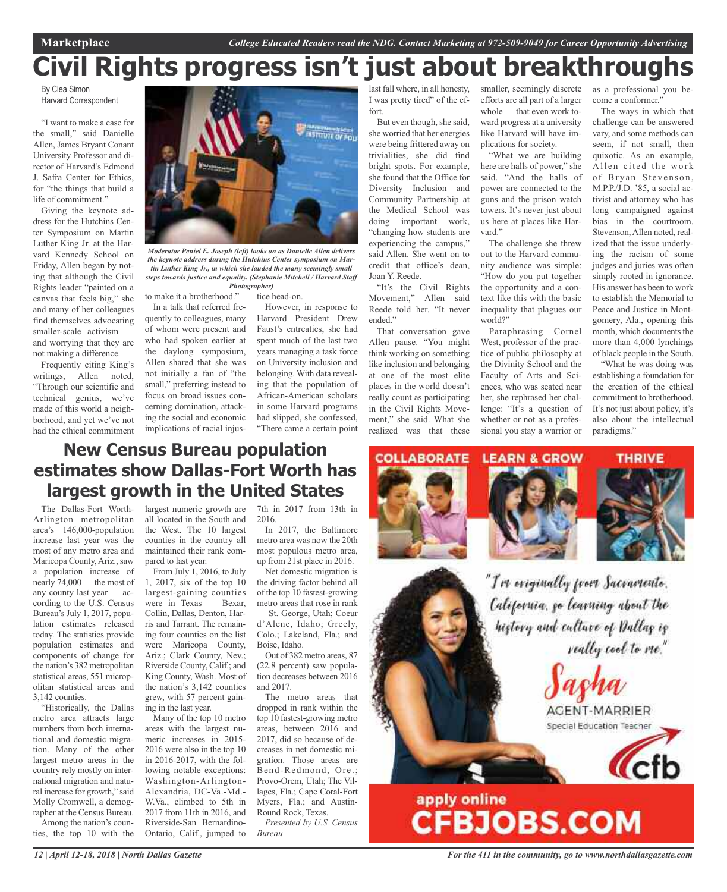Marketplace

College Educated Readers read the NDG. Contact Marketing at 972-509-9049 for Career Opportunity Advertising

# Civil Rights progress isn't just about breakthroughs

By Clea Simon
Harvard Correspondent

"I want to make a case for the small," said Danielle Allen, James Bryant Conant University Professor and director of Harvard's Edmond J. Safra Center for Ethics, for "the things that build a life of commitment."

Giving the keynote address for the Hutchins Center Symposium on Martin Luther King Jr. at the Harvard Kennedy School on Friday, Allen began by noting that although the Civil Rights leader "painted on a canvas that feels big," she and many of her colleagues find themselves advocating smaller-scale activism — and worrying that they are not making a difference.

Frequently citing King's writings, Allen noted, "Through our scientific and technical genius, we've made of this world a neighborhood, and yet we've not had the ethical commitment to make it a brotherhood."

*Moderator Peniel E. Joseph (left) looks on as Danielle Allen delivers the keynote address during the Hutchins Center symposium on Martin Luther King Jr., in which she lauded the many seemingly small steps towards justice and equality. (Stephanie Mitchell / Harvard Staff Photographer)*

In a talk that referred frequently to colleagues, many of whom were present and who had spoken earlier at the daylong symposium, Allen shared that she was not initially a fan of "the small," preferring instead to focus on broad issues concerning domination, attacking the social and economic implications of racial injustice head-on.

However, in response to Harvard President Drew Faust's entreaties, she had spent much of the last two years managing a task force on University inclusion and belonging. With data revealing that the population of African-American scholars in some Harvard programs had slipped, she confessed, "There came a certain point last fall where, in all honesty, I was pretty tired" of the effort.

But even though, she said, she worried that her energies were being frittered away on trivialities, she did find bright spots. For example, she found that the Office for Diversity Inclusion and Community Partnership at the Medical School was doing important work, "changing how students are experiencing the campus," said Allen. She went on to credit that office's dean, Joan Y. Reede.

"It's the Civil Rights Movement," Allen said Reede told her. "It never ended."

That conversation gave Allen pause. "You might think working on something like inclusion and belonging at one of the most elite places in the world doesn't really count as participating in the Civil Rights Movement," she said. What she realized was that these smaller, seemingly discrete efforts are all part of a larger whole — that even work toward progress at a university like Harvard will have implications for society.

"What we are building here are halls of power," she said. "And the halls of power are connected to the guns and the prison watch towers. It's never just about us here at places like Harvard."

The challenge she threw out to the Harvard community audience was simple: "How do you put together the opportunity and a context like this with the basic inequality that plagues our world?"

Paraphrasing Cornel West, professor of the practice of public philosophy at the Divinity School and the Faculty of Arts and Sciences, who was seated near her, she rephrased her challenge: "It's a question of whether or not as a professional you stay a warrior or as a professional you become a conformer."

The ways in which that challenge can be answered vary, and some methods can seem, if not small, then quixotic. As an example, Allen cited the work of Bryan Stevenson, M.P.P./J.D. '85, a social activist and attorney who has long campaigned against bias in the courtroom. Stevenson, Allen noted, realized that the issue underlying the racism of some judges and juries was often simply rooted in ignorance. His answer has been to work to establish the Memorial to Peace and Justice in Montgomery, Ala., opening this month, which documents the more than 4,000 lynchings of black people in the South.

"What he was doing was establishing a foundation for the creation of the ethical commitment to brotherhood. It's not just about policy, it's also about the intellectual paradigms."

## New Census Bureau population estimates show Dallas-Fort Worth has largest growth in the United States

The Dallas-Fort Worth-Arlington metropolitan area's 146,000-population increase last year was the most of any metro area and Maricopa County, Ariz., saw a population increase of nearly 74,000 — the most of any county last year — according to the U.S. Census Bureau's July 1, 2017, population estimates released today. The statistics provide population estimates and components of change for the nation's 382 metropolitan statistical areas, 551 micropolitan statistical areas and 3,142 counties.

"Historically, the Dallas metro area attracts large numbers from both international and domestic migration. Many of the other largest metro areas in the country rely mostly on international migration and natural increase for growth," said Molly Cromwell, a demographer at the Census Bureau.

Among the nation's counties, the top 10 with the largest numeric growth are all located in the South and the West. The 10 largest counties in the country all maintained their rank compared to last year.

From July 1, 2016, to July 1, 2017, six of the top 10 largest-gaining counties were in Texas — Bexar, Collin, Dallas, Denton, Harris and Tarrant. The remaining four counties on the list were Maricopa County, Ariz.; Clark County, Nev.; Riverside County, Calif.; and King County, Wash. Most of the nation's 3,142 counties grew, with 57 percent gaining in the last year.

Many of the top 10 metro areas with the largest numeric increases in 2015-2016 were also in the top 10 in 2016-2017, with the following notable exceptions: Washington-Arlington-Alexandria, DC-Va.-Md.-W.Va., climbed to 5th in 2017 from 11th in 2016, and Riverside-San Bernardino-Ontario, Calif., jumped to 7th in 2017 from 13th in 2016.

In 2017, the Baltimore metro area was now the 20th most populous metro area, up from 21st place in 2016.

Net domestic migration is the driving factor behind all of the top 10 fastest-growing metro areas that rose in rank — St. George, Utah; Coeur d'Alene, Idaho; Greely, Colo.; Lakeland, Fla.; and Boise, Idaho.

Out of 382 metro areas, 87 (22.8 percent) saw population decreases between 2016 and 2017.

The metro areas that dropped in rank within the top 10 fastest-growing metro areas, between 2016 and 2017, did so because of decreases in net domestic migration. Those areas are Bend-Redmond, Ore.; Provo-Orem, Utah; The Villages, Fla.; Cape Coral-Fort Myers, Fla.; and Austin-Round Rock, Texas.

*Presented by U.S. Census Bureau*

COLLABORATE LEARN & GROW THRIVE

"I'm originally from Sacramento, California, so learning about the history and culture of Dallas is really cool to me."

Sasha
AGENT-MARRIER
Special Education Teacher

cfb

apply online
CFBJOBS.COM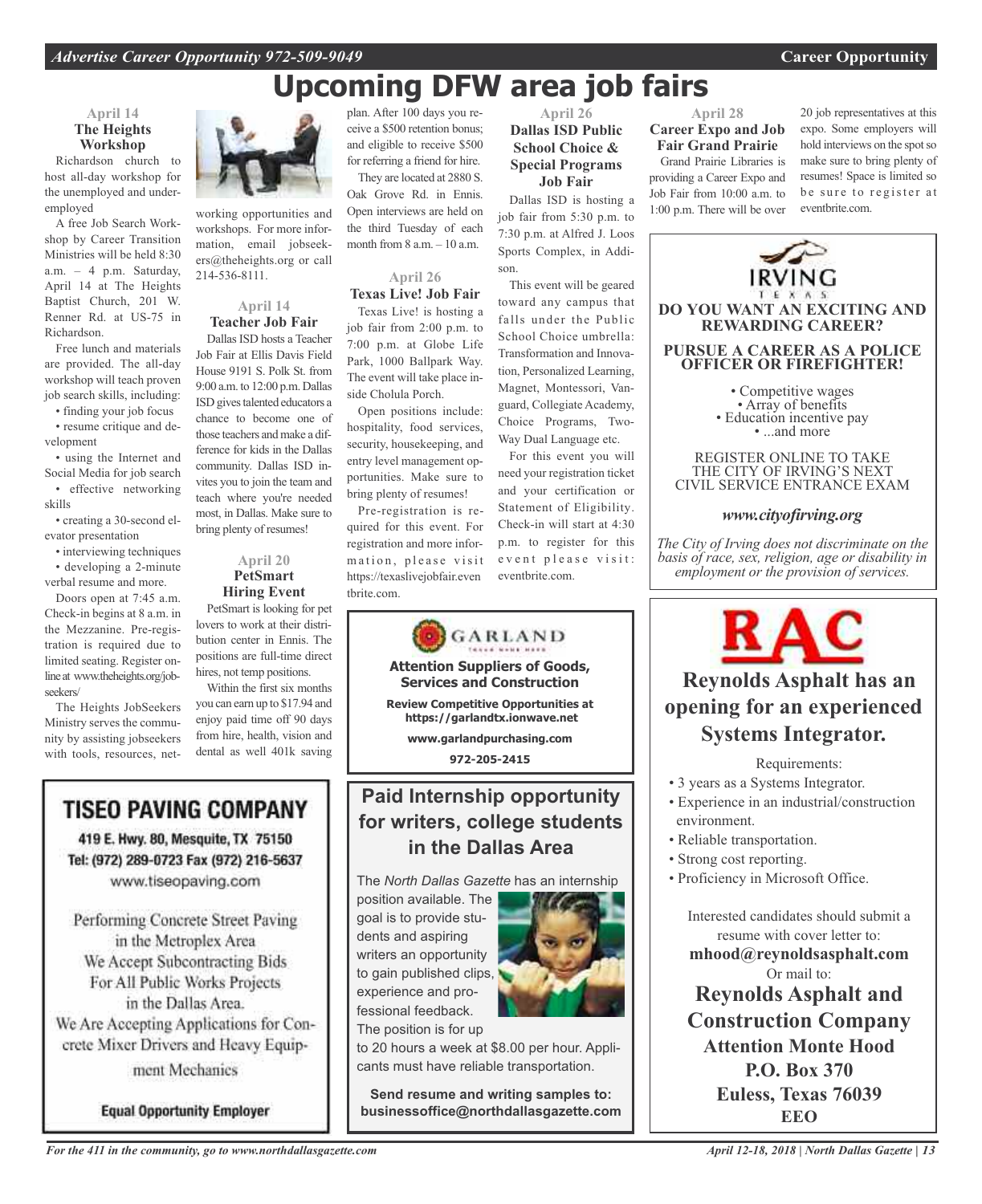# Upcoming DFW area job fairs

## April 14

### The Heights Workshop

Richardson church to host all-day workshop for the unemployed and underemployed

A free Job Search Workshop by Career Transition Ministries will be held 8:30 a.m. – 4 p.m. Saturday, April 14 at The Heights Baptist Church, 201 W. Renner Rd. at US-75 in Richardson.

Free lunch and materials are provided. The all-day workshop will teach proven job search skills, including:

- finding your job focus
- resume critique and development
- using the Internet and Social Media for job search
- effective networking skills
- creating a 30-second elevator presentation
- interviewing techniques
- developing a 2-minute verbal resume and more.

Doors open at 7:45 a.m. Check-in begins at 8 a.m. in the Mezzanine. Pre-registration is required due to limited seating. Register online at www.theheights.org/jobseekers/

The Heights JobSeekers Ministry serves the community by assisting jobseekers with tools, resources, networking opportunities and workshops. For more information, email jobseekers@theheights.org or call 214-536-8111.

## April 14

### Teacher Job Fair

Dallas ISD hosts a Teacher Job Fair at Ellis Davis Field House 9191 S. Polk St. from 9:00 a.m. to 12:00 p.m. Dallas ISD gives talented educators a chance to become one of those teachers and make a difference for kids in the Dallas community. Dallas ISD invites you to join the team and teach where you're needed most, in Dallas. Make sure to bring plenty of resumes!

## April 20

### PetSmart Hiring Event

PetSmart is looking for pet lovers to work at their distribution center in Ennis. The positions are full-time direct hires, not temp positions.

Within the first six months you can earn up to $17.94 and enjoy paid time off 90 days from hire, health, vision and dental as well 401k saving plan. After 100 days you receive a $500 retention bonus; and eligible to receive $500 for referring a friend for hire.

They are located at 2880 S. Oak Grove Rd. in Ennis. Open interviews are held on the third Tuesday of each month from 8 a.m. – 10 a.m.

## April 26

### Texas Live! Job Fair

Texas Live! is hosting a job fair from 2:00 p.m. to 7:00 p.m. at Globe Life Park, 1000 Ballpark Way. The event will take place inside Cholula Porch.

Open positions include: hospitality, food services, security, housekeeping, and entry level management opportunities. Make sure to bring plenty of resumes!

Pre-registration is required for this event. For registration and more information, please visit https://texaslivejobfair.eventbrite.com.

## April 26

### Dallas ISD Public School Choice & Special Programs Job Fair

Dallas ISD is hosting a job fair from 5:30 p.m. to 7:30 p.m. at Alfred J. Loos Sports Complex, in Addison.

This event will be geared toward any campus that falls under the Public School Choice umbrella: Transformation and Innovation, Personalized Learning, Magnet, Montessori, Vanguard, Collegiate Academy, Choice Programs, Two-Way Dual Language etc.

For this event you will need your registration ticket and your certification or Statement of Eligibility. Check-in will start at 4:30 p.m. to register for this event please visit: eventbrite.com.

## April 28

### Career Expo and Job Fair Grand Prairie

Grand Prairie Libraries is providing a Career Expo and Job Fair from 10:00 a.m. to 1:00 p.m. There will be over 20 job representatives at this expo. Some employers will hold interviews on the spot so make sure to bring plenty of resumes! Space is limited so be sure to register at eventbrite.com.

---

IRVING TEXAS

**DO YOU WANT AN EXCITING AND REWARDING CAREER?**

**PURSUE A CAREER AS A POLICE OFFICER OR FIREFIGHTER!**

- Competitive wages
- Array of benefits
- Education incentive pay
- ...and more

REGISTER ONLINE TO TAKE THE CITY OF IRVING'S NEXT CIVIL SERVICE ENTRANCE EXAM

***www.cityofirving.org***

*The City of Irving does not discriminate on the basis of race, sex, religion, age or disability in employment or the provision of services.*

---

GARLAND

**Attention Suppliers of Goods, Services and Construction**

**Review Competitive Opportunities at https://garlandtx.ionwave.net**

**www.garlandpurchasing.com**

**972-205-2415**

---

## TISEO PAVING COMPANY

419 E. Hwy. 80, Mesquite, TX 75150
Tel: (972) 289-0723 Fax (972) 216-5637
www.tiseopaving.com

Performing Concrete Street Paving in the Metroplex Area
We Accept Subcontracting Bids For All Public Works Projects in the Dallas Area.
We Are Accepting Applications for Concrete Mixer Drivers and Heavy Equipment Mechanics

**Equal Opportunity Employer**

---

## Paid Internship opportunity for writers, college students in the Dallas Area

The *North Dallas Gazette* has an internship position available. The goal is to provide students and aspiring writers an opportunity to gain published clips, experience and professional feedback. The position is for up to 20 hours a week at $8.00 per hour. Applicants must have reliable transportation.

**Send resume and writing samples to: businessoffice@northdallasgazette.com**

---

RAC

## Reynolds Asphalt has an opening for an experienced Systems Integrator.

Requirements:

- 3 years as a Systems Integrator.
- Experience in an industrial/construction environment.
- Reliable transportation.
- Strong cost reporting.
- Proficiency in Microsoft Office.

Interested candidates should submit a resume with cover letter to:
**mhood@reynoldsasphalt.com**
Or mail to:

**Reynolds Asphalt and Construction Company**
**Attention Monte Hood**
**P.O. Box 370**
**Euless, Texas 76039**
**EEO**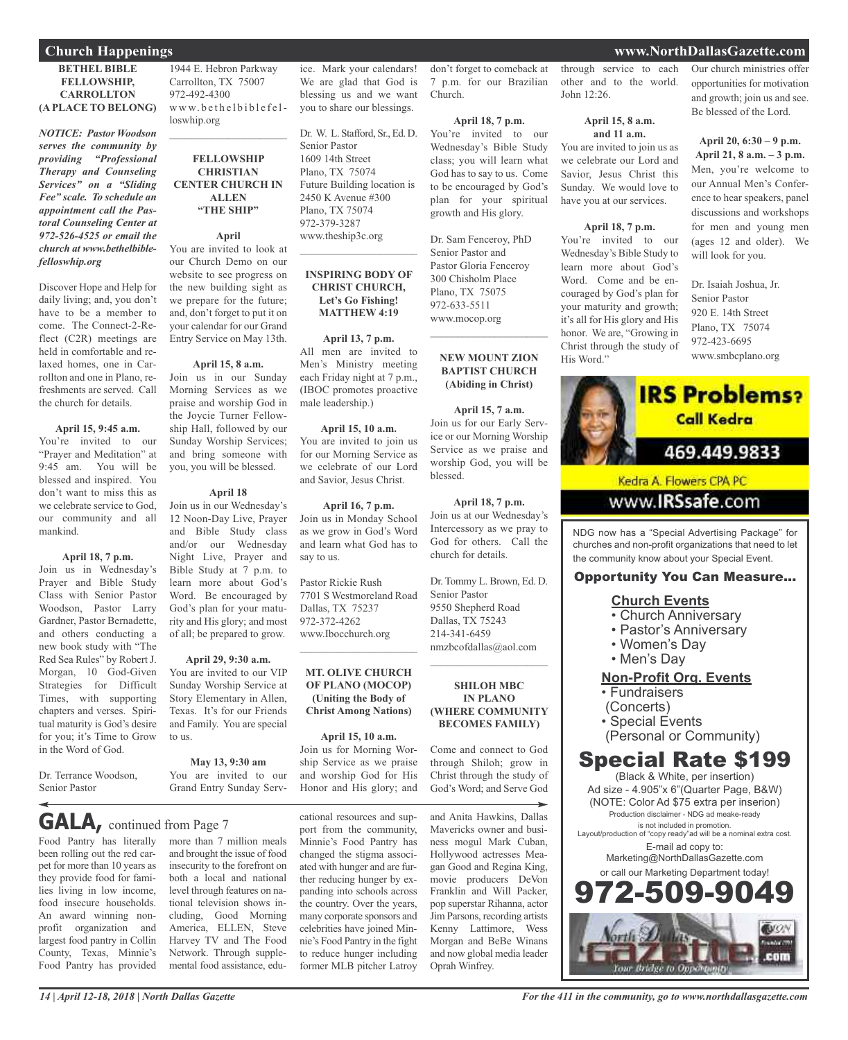# Church Happenings

**BETHEL BIBLE FELLOWSHIP, CARROLLTON (A PLACE TO BELONG)**

***NOTICE: Pastor Woodson serves the community by providing "Professional Therapy and Counseling Services" on a "Sliding Fee" scale. To schedule an appointment call the Pastoral Counseling Center at 972-526-4525 or email the church at www.bethelbiblefelloswhip.org***

Discover Hope and Help for daily living; and, you don't have to be a member to come. The Connect-2-Reflect (C2R) meetings are held in comfortable and relaxed homes, one in Carrollton and one in Plano, refreshments are served. Call the church for details.

**April 15, 9:45 a.m.**
You're invited to our "Prayer and Meditation" at 9:45 am. You will be blessed and inspired. You don't want to miss this as we celebrate service to God, our community and all mankind.

**April 18, 7 p.m.**
Join us in Wednesday's Prayer and Bible Study Class with Senior Pastor Woodson, Pastor Larry Gardner, Pastor Bernadette, and others conducting a new book study with "The Red Sea Rules" by Robert J. Morgan, 10 God-Given Strategies for Difficult Times, with supporting chapters and verses. Spiritual maturity is God's desire for you; it's Time to Grow in the Word of God.

Dr. Terrance Woodson,
Senior Pastor
1944 E. Hebron Parkway
Carrollton, TX 75007
972-492-4300
www.bethelbiblefelloswhip.org

---

**FELLOWSHIP CHRISTIAN CENTER CHURCH IN ALLEN "THE SHIP"**

**April**
You are invited to look at our Church Demo on our website to see progress on the new building sight as we prepare for the future; and, don't forget to put it on your calendar for our Grand Entry Service on May 13th.

**April 15, 8 a.m.**
Join us in our Sunday Morning Services as we praise and worship God in the Joycie Turner Fellowship Hall, followed by our Sunday Worship Services; and bring someone with you, you will be blessed.

**April 18**
Join us in our Wednesday's 12 Noon-Day Live, Prayer and Bible Study class and/or our Wednesday Night Live, Prayer and Bible Study at 7 p.m. to learn more about God's Word. Be encouraged by God's plan for your maturity and His glory; and most of all; be prepared to grow.

**April 29, 9:30 a.m.**
You are invited to our VIP Sunday Worship Service at Story Elementary in Allen, Texas. It's for our Friends and Family. You are special to us.

**May 13, 9:30 am**
You are invited to our Grand Entry Sunday Service. Mark your calendars! We are glad that God is blessing us and we want you to share our blessings.

Dr. W. L. Stafford, Sr., Ed. D.
Senior Pastor
1609 14th Street
Plano, TX 75074
Future Building location is
2450 K Avenue #300
Plano, TX 75074
972-379-3287
www.theship3c.org

---

**INSPIRING BODY OF CHRIST CHURCH, Let's Go Fishing! MATTHEW 4:19**

**April 13, 7 p.m.**
All men are invited to Men's Ministry meeting each Friday night at 7 p.m., (IBOC promotes proactive male leadership.)

**April 15, 10 a.m.**
You are invited to join us for our Morning Service as we celebrate of our Lord and Savior, Jesus Christ.

**April 16, 7 p.m.**
Join us in Monday School as we grow in God's Word and learn what God has to say to us.

Pastor Rickie Rush
7701 S Westmoreland Road
Dallas, TX 75237
972-372-4262
www.Ibocchurch.org

---

**MT. OLIVE CHURCH OF PLANO (MOCOP) (Uniting the Body of Christ Among Nations)**

**April 15, 10 a.m.**
Join us for Morning Worship Service as we praise and worship God for His Honor and His glory; and don't forget to comeback at 7 p.m. for our Brazilian Church.

**April 18, 7 p.m.**
You're invited to our Wednesday's Bible Study class; you will learn what God has to say to us. Come to be encouraged by God's plan for your spiritual growth and His glory.

Dr. Sam Fenceroy, PhD
Senior Pastor and
Pastor Gloria Fenceroy
300 Chisholm Place
Plano, TX 75075
972-633-5511
www.mocop.org

---

**NEW MOUNT ZION BAPTIST CHURCH (Abiding in Christ)**

**April 15, 7 a.m.**
Join us for our Early Service or our Morning Worship Service as we praise and worship God, you will be blessed.

**April 18, 7 p.m.**
Join us at our Wednesday's Intercessory as we pray to God for others. Call the church for details.

Dr. Tommy L. Brown, Ed. D.
Senior Pastor
9550 Shepherd Road
Dallas, TX 75243
214-341-6459
nmzbcofdallas@aol.com

---

**SHILOH MBC IN PLANO (WHERE COMMUNITY BECOMES FAMILY)**

Come and connect to God through Shiloh; grow in Christ through the study of God's Word; and Serve God through service to each other and to the world. John 12:26.

**April 15, 8 a.m. and 11 a.m.**
You are invited to join us as we celebrate our Lord and Savior, Jesus Christ this Sunday. We would love to have you at our services.

**April 18, 7 p.m.**
You're invited to our Wednesday's Bible Study to learn more about God's Word. Come and be encouraged by God's plan for your maturity and growth; it's all for His glory and His honor. We are, "Growing in Christ through the study of His Word."

Our church ministries offer opportunities for motivation and growth; join us and see. Be blessed of the Lord.

**April 20, 6:30 – 9 p.m.**
**April 21, 8 a.m. – 3 p.m.**
Men, you're welcome to our Annual Men's Conference to hear speakers, panel discussions and workshops for men and young men (ages 12 and older). We will look for you.

Dr. Isaiah Joshua, Jr.
Senior Pastor
920 E. 14th Street
Plano, TX 75074
972-423-6695
www.smbcplano.org

---

**IRS Problems? Call Kedra**
469.449.9833
Kedra A. Flowers CPA PC
www.IRSsafe.com

---

NDG now has a "Special Advertising Package" for churches and non-profit organizations that need to let the community know about your Special Event.

**Opportunity You Can Measure...**

**Church Events**
- Church Anniversary
- Pastor's Anniversary
- Women's Day
- Men's Day

**Non-Profit Org. Events**
- Fundraisers (Concerts)
- Special Events (Personal or Community)

**Special Rate $199**
(Black & White, per insertion)
Ad size - 4.905"x 6"(Quarter Page, B&W)
(NOTE: Color Ad $75 extra per inserion)
Production disclaimer - NDG ad meake-ready is not included in promotion.
Layout/production of "copy ready"ad will be a nominal extra cost.
E-mail ad copy to:
Marketing@NorthDallasGazette.com
or call our Marketing Department today!
**972-509-9049**

---

## GALA, continued from Page 7

Food Pantry has literally been rolling out the red carpet for more than 10 years as they provide food for families living in low income, food insecure households. An award winning nonprofit organization and largest food pantry in Collin County, Texas, Minnie's Food Pantry has provided more than 7 million meals and brought the issue of food insecurity to the forefront on both a local and national level through features on national television shows including, Good Morning America, ELLEN, Steve Harvey TV and The Food Network. Through supplemental food assistance, educational resources and support from the community, Minnie's Food Pantry has changed the stigma associated with hunger and are further reducing hunger by expanding into schools across the country. Over the years, many corporate sponsors and celebrities have joined Minnie's Food Pantry in the fight to reduce hunger including former MLB pitcher Latroy and Anita Hawkins, Dallas Mavericks owner and business mogul Mark Cuban, Hollywood actresses Meagan Good and Regina King, movie producers DeVon Franklin and Will Packer, pop superstar Rihanna, actor Jim Parsons, recording artists Kenny Lattimore, Wess Morgan and BeBe Winans and now global media leader Oprah Winfrey.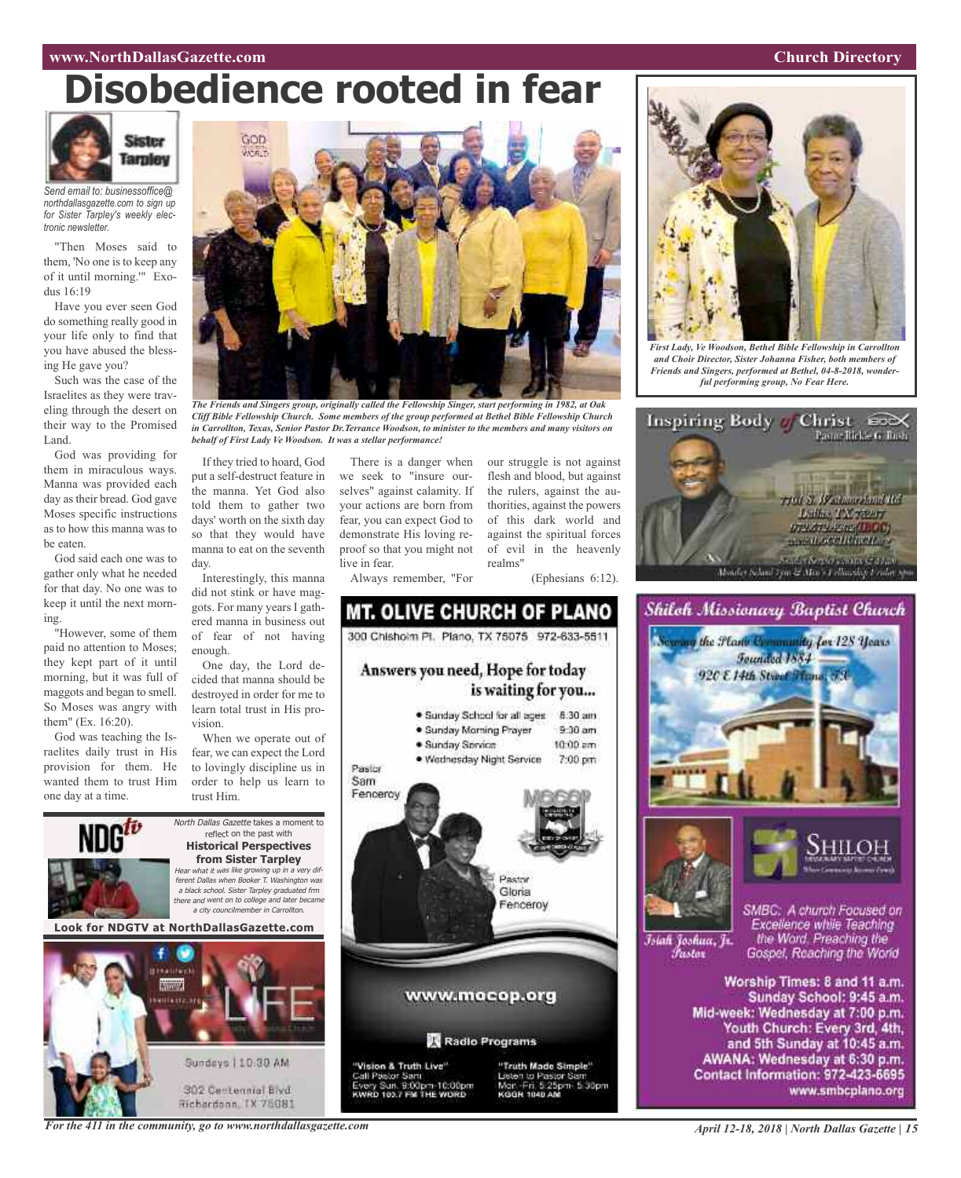# Disobedience rooted in fear

**Sister Tarpley**

*Send email to: businessoffice@northdallasgazette.com to sign up for Sister Tarpley's weekly electronic newsletter.*

"Then Moses said to them, 'No one is to keep any of it until morning.'" Exodus 16:19

Have you ever seen God do something really good in your life only to find that you have abused the blessing He gave you?

Such was the case of the Israelites as they were traveling through the desert on their way to the Promised Land.

God was providing for them in miraculous ways. Manna was provided each day as their bread. God gave Moses specific instructions as to how this manna was to be eaten.

God said each one was to gather only what he needed for that day. No one was to keep it until the next morning.

"However, some of them paid no attention to Moses; they kept part of it until morning, but it was full of maggots and began to smell. So Moses was angry with them" (Ex. 16:20).

God was teaching the Israelites daily trust in His provision for them. He wanted them to trust Him one day at a time.

*The Friends and Singers group, originally called the Fellowship Singer, start performing in 1982, at Oak Cliff Bible Fellowship Church. Some members of the group performed at Bethel Bible Fellowship Church in Carrollton, Texas, Senior Pastor Dr.Terrance Woodson, to minister to the members and many visitors on behalf of First Lady Ve Woodson. It was a stellar performance!*

If they tried to hoard, God put a self-destruct feature in the manna. Yet God also told them to gather two days' worth on the sixth day so that they would have manna to eat on the seventh day.

Interestingly, this manna did not stink or have maggots. For many years I gathered manna in business out of fear of not having enough.

One day, the Lord decided that manna should be destroyed in order for me to learn total trust in His provision.

When we operate out of fear, we can expect the Lord to lovingly discipline us in order to help us learn to trust Him.

There is a danger when we seek to "insure ourselves" against calamity. If your actions are born from fear, you can expect God to demonstrate His loving reproof so that you might not live in fear.

Always remember, "For our struggle is not against flesh and blood, but against the rulers, against the authorities, against the powers of this dark world and against the spiritual forces of evil in the heavenly realms" (Ephesians 6:12).

*First Lady, Ve Woodson, Bethel Bible Fellowship in Carrollton and Choir Director, Sister Johanna Fisher, both members of Friends and Singers, performed at Bethel, 04-8-2018, wonderful performing group, No Fear Here.*

---

**NDGtv**

*North Dallas Gazette* takes a moment to reflect on the past with

**Historical Perspectives from Sister Tarpley**

*Hear what it was like growing up in a very different Dallas when Booker T. Washington was a black school. Sister Tarpley graduated frm there and went on to college and later became a city councilmember in Carrollton.*

**Look for NDGTV at NorthDallasGazette.com**

---

LIFE

Sundays | 10:30 AM

302 Centennial Blvd
Richardson, TX 75081

---

## MT. OLIVE CHURCH OF PLANO

300 Chisholm Pl. Plano, TX 75075 972-633-5511

**Answers you need, Hope for today is waiting for you...**

- Sunday School for all ages 8:30 am
- Sunday Morning Prayer 9:30 am
- Sunday Service 10:00 am
- Wednesday Night Service 7:00 pm

Pastor Sam Fenceroy

Pastor Gloria Fenceroy

www.mocop.org

Radio Programs

"Vision & Truth Live"
Call Pastor Sam
Every Sun. 9:00pm-10:00pm
KWRD 103.7 FM THE WORD

"Truth Made Simple"
Listen to Pastor Sam
Mon.-Fri. 5:25pm- 5:30pm
KGGR 1040 AM

---

## Inspiring Body of Christ

Pastor Rickie G. Rush

7701 S. Westmoreland Rd
Dallas, TX 75237
972-372-4262 (IBOC)
www.IBOCCHURCH.org

Sunday Services at 8 & 11am
Monday School 7pm & Men's Fellowship Friday 7pm

---

## Shiloh Missionary Baptist Church

Serving the Plano Community for 128 Years

Founded 1884

920 E 14th Street Plano, TX

SHILOH Missionary Baptist Church

Isiah Joshua, Jr. Pastor

SMBC: A church Focused on Excellence while Teaching the Word, Preaching the Gospel, Reaching the World

Worship Times: 8 and 11 a.m.
Sunday School: 9:45 a.m.
Mid-week: Wednesday at 7:00 p.m.
Youth Church: Every 3rd, 4th, and 5th Sunday at 10:45 a.m.
AWANA: Wednesday at 6:30 p.m.
Contact Information: 972-423-6695
www.smbcplano.org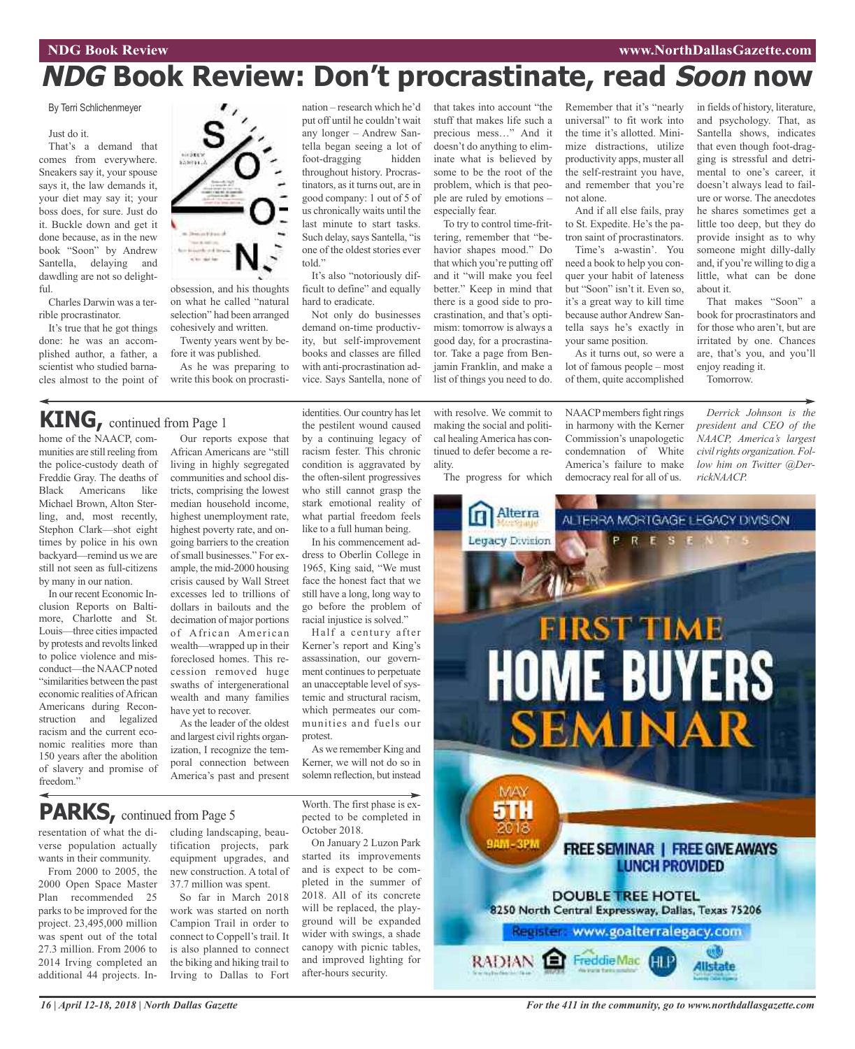# *NDG* Book Review: Don't procrastinate, read *Soon* now

By Terri Schlichenmeyer

Just do it.

That's a demand that comes from everywhere. Sneakers say it, your spouse says it, the law demands it, your diet may say it; your boss does, for sure. Just do it. Buckle down and get it done because, as in the new book "Soon" by Andrew Santella, delaying and dawdling are not so delightful.

Charles Darwin was a terrible procrastinator.

It's true that he got things done: he was an accomplished author, a father, a scientist who studied barnacles almost to the point of obsession, and his thoughts on what he called "natural selection" had been arranged cohesively and written.

Twenty years went by before it was published.

As he was preparing to write this book on procrastination – research which he'd put off until he couldn't wait any longer – Andrew Santella began seeing a lot of foot-dragging hidden throughout history. Procrastinators, as it turns out, are in good company: 1 out of 5 of us chronically waits until the last minute to start tasks. Such delay, says Santella, "is one of the oldest stories ever told."

It's also "notoriously difficult to define" and equally hard to eradicate.

Not only do businesses demand on-time productivity, but self-improvement books and classes are filled with anti-procrastination advice. Says Santella, none of that takes into account "the stuff that makes life such a precious mess…" And it doesn't do anything to eliminate what is believed by some to be the root of the problem, which is that people are ruled by emotions – especially fear.

To try to control time-frittering, remember that "behavior shapes mood." Do that which you're putting off and it "will make you feel better." Keep in mind that there is a good side to procrastination, and that's optimism: tomorrow is always a good day, for a procrastinator. Take a page from Benjamin Franklin, and make a list of things you need to do. Remember that it's "nearly universal" to fit work into the time it's allotted. Minimize distractions, utilize productivity apps, muster all the self-restraint you have, and remember that you're not alone.

And if all else fails, pray to St. Expedite. He's the patron saint of procrastinators.

Time's a-wastin'. You need a book to help you conquer your habit of lateness but "Soon" isn't it. Even so, it's a great way to kill time because author Andrew Santella says he's exactly in your same position.

As it turns out, so were a lot of famous people – most of them, quite accomplished in fields of history, literature, and psychology. That, as Santella shows, indicates that even though foot-dragging is stressful and detrimental to one's career, it doesn't always lead to failure or worse. The anecdotes he shares sometimes get a little too deep, but they do provide insight as to why someone might dilly-dally and, if you're willing to dig a little, what can be done about it.

That makes "Soon" a book for procrastinators and for those who aren't, but are irritated by one. Chances are, that's you, and you'll enjoy reading it.

Tomorrow.

## KING, continued from Page 1

home of the NAACP, communities are still reeling from the police-custody death of Freddie Gray. The deaths of Black Americans like Michael Brown, Alton Sterling, and, most recently, Stephon Clark—shot eight times by police in his own backyard—remind us we are still not seen as full-citizens by many in our nation.

In our recent Economic Inclusion Reports on Baltimore, Charlotte and St. Louis—three cities impacted by protests and revolts linked to police violence and misconduct—the NAACP noted "similarities between the past economic realities of African Americans during Reconstruction and legalized racism and the current economic realities more than 150 years after the abolition of slavery and promise of freedom."

Our reports expose that African Americans are "still living in highly segregated communities and school districts, comprising the lowest median household income, highest unemployment rate, highest poverty rate, and ongoing barriers to the creation of small businesses." For example, the mid-2000 housing crisis caused by Wall Street excesses led to trillions of dollars in bailouts and the decimation of major portions of African American wealth—wrapped up in their foreclosed homes. This recession removed huge swaths of intergenerational wealth and many families have yet to recover.

As the leader of the oldest and largest civil rights organization, I recognize the temporal connection between America's past and present identities. Our country has let the pestilent wound caused by a continuing legacy of racism fester. This chronic condition is aggravated by the often-silent progressives who still cannot grasp the stark emotional reality of what partial freedom feels like to a full human being.

In his commencement address to Oberlin College in 1965, King said, "We must face the honest fact that we still have a long, long way to go before the problem of racial injustice is solved."

Half a century after Kerner's report and King's assassination, our government continues to perpetuate an unacceptable level of systemic and structural racism, which permeates our communities and fuels our protest.

As we remember King and Kerner, we will not do so in solemn reflection, but instead with resolve. We commit to making the social and political healing America has continued to defer become a reality.

The progress for which NAACP members fight rings in harmony with the Kerner Commission's unapologetic condemnation of White America's failure to make democracy real for all of us.

*Derrick Johnson is the president and CEO of the NAACP, America's largest civil rights organization. Follow him on Twitter @DerrickNAACP.*

## PARKS, continued from Page 5

resentation of what the diverse population actually wants in their community.

From 2000 to 2005, the 2000 Open Space Master Plan recommended 25 parks to be improved for the project. 23,495,000 million was spent out of the total 27.3 million. From 2006 to 2014 Irving completed an additional 44 projects. Including landscaping, beautification projects, park equipment upgrades, and new construction. A total of 37.7 million was spent.

So far in March 2018 work was started on north Campion Trail in order to connect to Coppell's trail. It is also planned to connect the biking and hiking trail to Irving to Dallas to Fort Worth. The first phase is expected to be completed in October 2018.

On January 2 Luzon Park started its improvements and is expect to be completed in the summer of 2018. All of its concrete will be replaced, the playground will be expanded wider with swings, a shade canopy with picnic tables, and improved lighting for after-hours security.

Alterra Mortgage Legacy Division

ALTERRA MORTGAGE LEGACY DIVISION PRESENTS

FIRST TIME HOME BUYERS SEMINAR

MAY 5TH 2018 9AM - 3PM

FREE SEMINAR | FREE GIVE AWAYS
LUNCH PROVIDED

DOUBLE TREE HOTEL
8250 North Central Expressway, Dallas, Texas 75206

Register: www.goalterralegacy.com

RADIAN | FreddieMac | HLP | Allstate